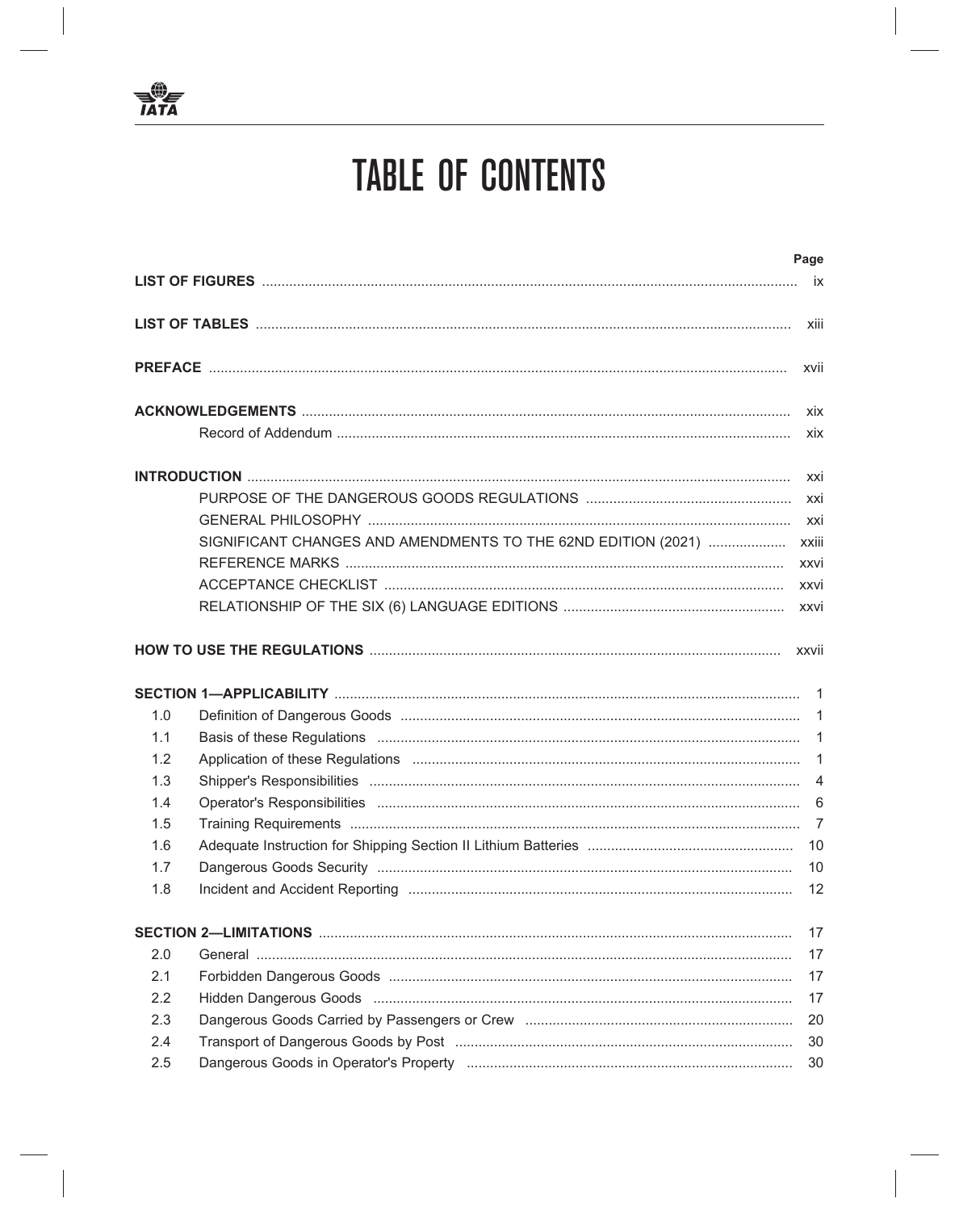# TABLE OF CONTENTS

| | | Page |
|---|---|---|
| **LIST OF FIGURES** | | ix |
| **LIST OF TABLES** | | xiii |
| **PREFACE** | | xvii |
| **ACKNOWLEDGEMENTS** | | xix |
| | Record of Addendum | xix |
| **INTRODUCTION** | | xxi |
| | PURPOSE OF THE DANGEROUS GOODS REGULATIONS | xxi |
| | GENERAL PHILOSOPHY | xxi |
| | SIGNIFICANT CHANGES AND AMENDMENTS TO THE 62ND EDITION (2021) | xxiii |
| | REFERENCE MARKS | xxvi |
| | ACCEPTANCE CHECKLIST | xxvi |
| | RELATIONSHIP OF THE SIX (6) LANGUAGE EDITIONS | xxvi |
| **HOW TO USE THE REGULATIONS** | | xxvii |
| **SECTION 1—APPLICABILITY** | | 1 |
| 1.0 | Definition of Dangerous Goods | 1 |
| 1.1 | Basis of these Regulations | 1 |
| 1.2 | Application of these Regulations | 1 |
| 1.3 | Shipper's Responsibilities | 4 |
| 1.4 | Operator's Responsibilities | 6 |
| 1.5 | Training Requirements | 7 |
| 1.6 | Adequate Instruction for Shipping Section II Lithium Batteries | 10 |
| 1.7 | Dangerous Goods Security | 10 |
| 1.8 | Incident and Accident Reporting | 12 |
| **SECTION 2—LIMITATIONS** | | 17 |
| 2.0 | General | 17 |
| 2.1 | Forbidden Dangerous Goods | 17 |
| 2.2 | Hidden Dangerous Goods | 17 |
| 2.3 | Dangerous Goods Carried by Passengers or Crew | 20 |
| 2.4 | Transport of Dangerous Goods by Post | 30 |
| 2.5 | Dangerous Goods in Operator's Property | 30 |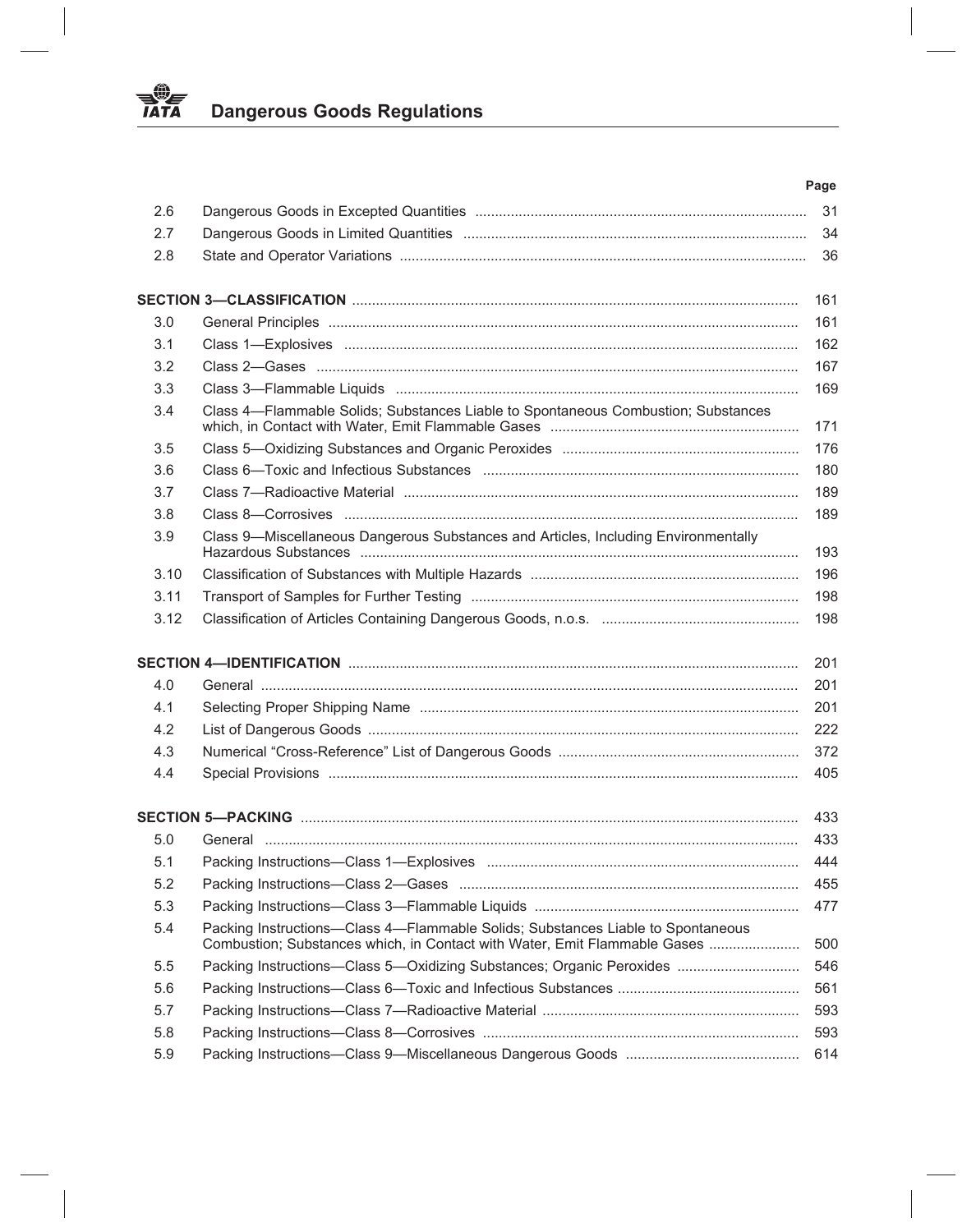| | | Page |
|---|---|---|
| 2.6 | Dangerous Goods in Excepted Quantities | 31 |
| 2.7 | Dangerous Goods in Limited Quantities | 34 |
| 2.8 | State and Operator Variations | 36 |
| **SECTION 3—CLASSIFICATION** | | 161 |
| 3.0 | General Principles | 161 |
| 3.1 | Class 1—Explosives | 162 |
| 3.2 | Class 2—Gases | 167 |
| 3.3 | Class 3—Flammable Liquids | 169 |
| 3.4 | Class 4—Flammable Solids; Substances Liable to Spontaneous Combustion; Substances which, in Contact with Water, Emit Flammable Gases | 171 |
| 3.5 | Class 5—Oxidizing Substances and Organic Peroxides | 176 |
| 3.6 | Class 6—Toxic and Infectious Substances | 180 |
| 3.7 | Class 7—Radioactive Material | 189 |
| 3.8 | Class 8—Corrosives | 189 |
| 3.9 | Class 9—Miscellaneous Dangerous Substances and Articles, Including Environmentally Hazardous Substances | 193 |
| 3.10 | Classification of Substances with Multiple Hazards | 196 |
| 3.11 | Transport of Samples for Further Testing | 198 |
| 3.12 | Classification of Articles Containing Dangerous Goods, n.o.s. | 198 |
| **SECTION 4—IDENTIFICATION** | | 201 |
| 4.0 | General | 201 |
| 4.1 | Selecting Proper Shipping Name | 201 |
| 4.2 | List of Dangerous Goods | 222 |
| 4.3 | Numerical "Cross-Reference" List of Dangerous Goods | 372 |
| 4.4 | Special Provisions | 405 |
| **SECTION 5—PACKING** | | 433 |
| 5.0 | General | 433 |
| 5.1 | Packing Instructions—Class 1—Explosives | 444 |
| 5.2 | Packing Instructions—Class 2—Gases | 455 |
| 5.3 | Packing Instructions—Class 3—Flammable Liquids | 477 |
| 5.4 | Packing Instructions—Class 4—Flammable Solids; Substances Liable to Spontaneous Combustion; Substances which, in Contact with Water, Emit Flammable Gases | 500 |
| 5.5 | Packing Instructions—Class 5—Oxidizing Substances; Organic Peroxides | 546 |
| 5.6 | Packing Instructions—Class 6—Toxic and Infectious Substances | 561 |
| 5.7 | Packing Instructions—Class 7—Radioactive Material | 593 |
| 5.8 | Packing Instructions—Class 8—Corrosives | 593 |
| 5.9 | Packing Instructions—Class 9—Miscellaneous Dangerous Goods | 614 |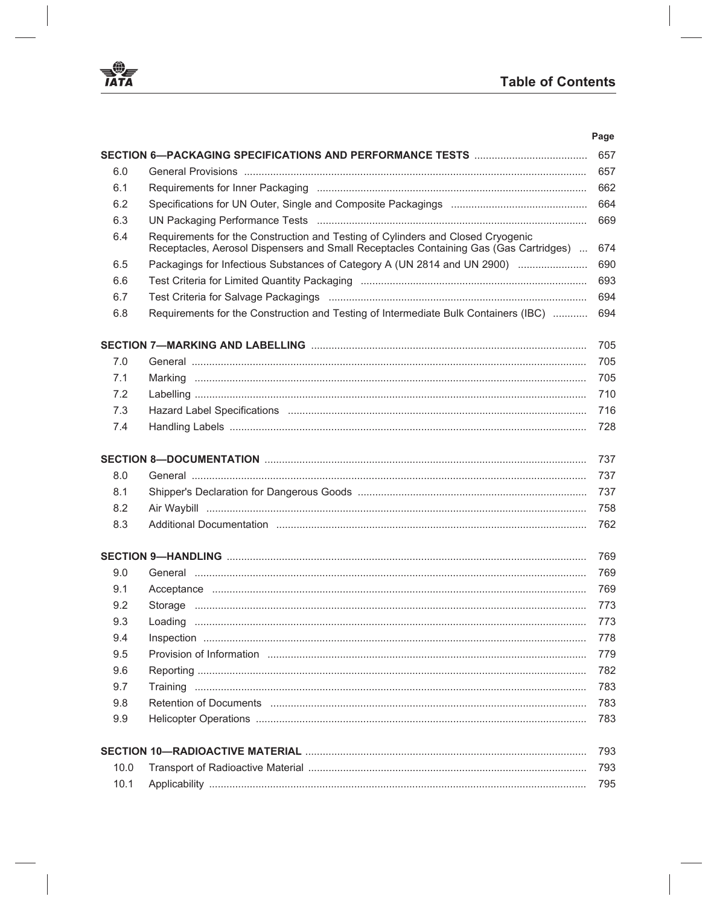# Table of Contents

| | | Page |
|---|---|---|
| **SECTION 6—PACKAGING SPECIFICATIONS AND PERFORMANCE TESTS** | | 657 |
| 6.0 | General Provisions | 657 |
| 6.1 | Requirements for Inner Packaging | 662 |
| 6.2 | Specifications for UN Outer, Single and Composite Packagings | 664 |
| 6.3 | UN Packaging Performance Tests | 669 |
| 6.4 | Requirements for the Construction and Testing of Cylinders and Closed Cryogenic Receptacles, Aerosol Dispensers and Small Receptacles Containing Gas (Gas Cartridges) | 674 |
| 6.5 | Packagings for Infectious Substances of Category A (UN 2814 and UN 2900) | 690 |
| 6.6 | Test Criteria for Limited Quantity Packaging | 693 |
| 6.7 | Test Criteria for Salvage Packagings | 694 |
| 6.8 | Requirements for the Construction and Testing of Intermediate Bulk Containers (IBC) | 694 |
| **SECTION 7—MARKING AND LABELLING** | | 705 |
| 7.0 | General | 705 |
| 7.1 | Marking | 705 |
| 7.2 | Labelling | 710 |
| 7.3 | Hazard Label Specifications | 716 |
| 7.4 | Handling Labels | 728 |
| **SECTION 8—DOCUMENTATION** | | 737 |
| 8.0 | General | 737 |
| 8.1 | Shipper's Declaration for Dangerous Goods | 737 |
| 8.2 | Air Waybill | 758 |
| 8.3 | Additional Documentation | 762 |
| **SECTION 9—HANDLING** | | 769 |
| 9.0 | General | 769 |
| 9.1 | Acceptance | 769 |
| 9.2 | Storage | 773 |
| 9.3 | Loading | 773 |
| 9.4 | Inspection | 778 |
| 9.5 | Provision of Information | 779 |
| 9.6 | Reporting | 782 |
| 9.7 | Training | 783 |
| 9.8 | Retention of Documents | 783 |
| 9.9 | Helicopter Operations | 783 |
| **SECTION 10—RADIOACTIVE MATERIAL** | | 793 |
| 10.0 | Transport of Radioactive Material | 793 |
| 10.1 | Applicability | 795 |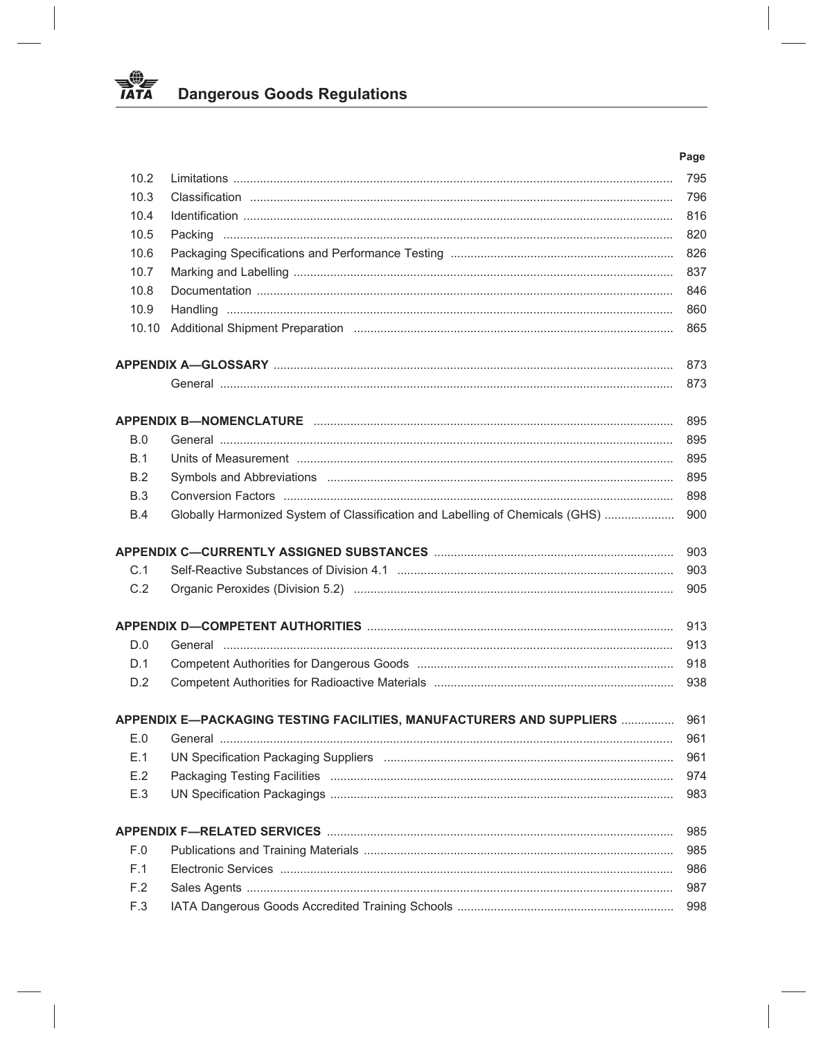| | | Page |
|---|---|---|
| 10.2 | Limitations | 795 |
| 10.3 | Classification | 796 |
| 10.4 | Identification | 816 |
| 10.5 | Packing | 820 |
| 10.6 | Packaging Specifications and Performance Testing | 826 |
| 10.7 | Marking and Labelling | 837 |
| 10.8 | Documentation | 846 |
| 10.9 | Handling | 860 |
| 10.10 | Additional Shipment Preparation | 865 |
| **APPENDIX A—GLOSSARY** | | 873 |
| | General | 873 |
| **APPENDIX B—NOMENCLATURE** | | 895 |
| B.0 | General | 895 |
| B.1 | Units of Measurement | 895 |
| B.2 | Symbols and Abbreviations | 895 |
| B.3 | Conversion Factors | 898 |
| B.4 | Globally Harmonized System of Classification and Labelling of Chemicals (GHS) | 900 |
| **APPENDIX C—CURRENTLY ASSIGNED SUBSTANCES** | | 903 |
| C.1 | Self-Reactive Substances of Division 4.1 | 903 |
| C.2 | Organic Peroxides (Division 5.2) | 905 |
| **APPENDIX D—COMPETENT AUTHORITIES** | | 913 |
| D.0 | General | 913 |
| D.1 | Competent Authorities for Dangerous Goods | 918 |
| D.2 | Competent Authorities for Radioactive Materials | 938 |
| **APPENDIX E—PACKAGING TESTING FACILITIES, MANUFACTURERS AND SUPPLIERS** | | 961 |
| E.0 | General | 961 |
| E.1 | UN Specification Packaging Suppliers | 961 |
| E.2 | Packaging Testing Facilities | 974 |
| E.3 | UN Specification Packagings | 983 |
| **APPENDIX F—RELATED SERVICES** | | 985 |
| F.0 | Publications and Training Materials | 985 |
| F.1 | Electronic Services | 986 |
| F.2 | Sales Agents | 987 |
| F.3 | IATA Dangerous Goods Accredited Training Schools | 998 |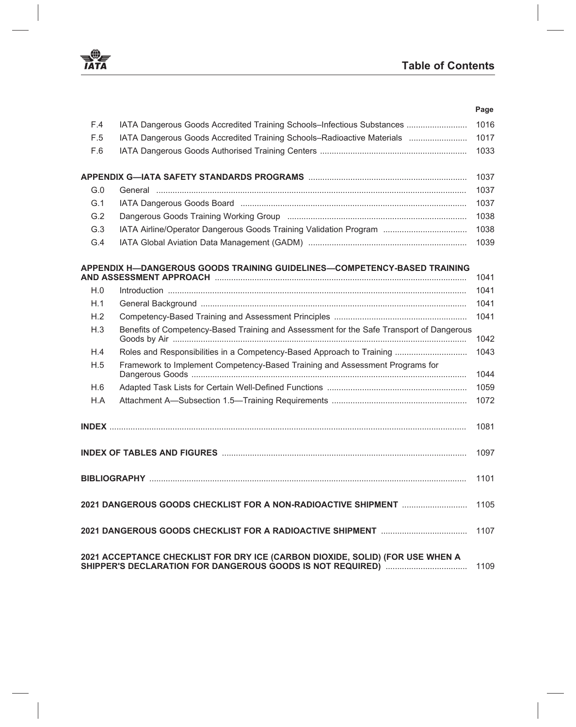| | | Page |
|---|---|---|
| F.4 | IATA Dangerous Goods Accredited Training Schools–Infectious Substances | 1016 |
| F.5 | IATA Dangerous Goods Accredited Training Schools–Radioactive Materials | 1017 |
| F.6 | IATA Dangerous Goods Authorised Training Centers | 1033 |
| **APPENDIX G—IATA SAFETY STANDARDS PROGRAMS** | | 1037 |
| G.0 | General | 1037 |
| G.1 | IATA Dangerous Goods Board | 1037 |
| G.2 | Dangerous Goods Training Working Group | 1038 |
| G.3 | IATA Airline/Operator Dangerous Goods Training Validation Program | 1038 |
| G.4 | IATA Global Aviation Data Management (GADM) | 1039 |
| **APPENDIX H—DANGEROUS GOODS TRAINING GUIDELINES—COMPETENCY-BASED TRAINING AND ASSESSMENT APPROACH** | | 1041 |
| H.0 | Introduction | 1041 |
| H.1 | General Background | 1041 |
| H.2 | Competency-Based Training and Assessment Principles | 1041 |
| H.3 | Benefits of Competency-Based Training and Assessment for the Safe Transport of Dangerous Goods by Air | 1042 |
| H.4 | Roles and Responsibilities in a Competency-Based Approach to Training | 1043 |
| H.5 | Framework to Implement Competency-Based Training and Assessment Programs for Dangerous Goods | 1044 |
| H.6 | Adapted Task Lists for Certain Well-Defined Functions | 1059 |
| H.A | Attachment A—Subsection 1.5—Training Requirements | 1072 |
| **INDEX** | | 1081 |
| **INDEX OF TABLES AND FIGURES** | | 1097 |
| **BIBLIOGRAPHY** | | 1101 |
| **2021 DANGEROUS GOODS CHECKLIST FOR A NON-RADIOACTIVE SHIPMENT** | | 1105 |
| **2021 DANGEROUS GOODS CHECKLIST FOR A RADIOACTIVE SHIPMENT** | | 1107 |
| **2021 ACCEPTANCE CHECKLIST FOR DRY ICE (CARBON DIOXIDE, SOLID) (FOR USE WHEN A SHIPPER'S DECLARATION FOR DANGEROUS GOODS IS NOT REQUIRED)** | | 1109 |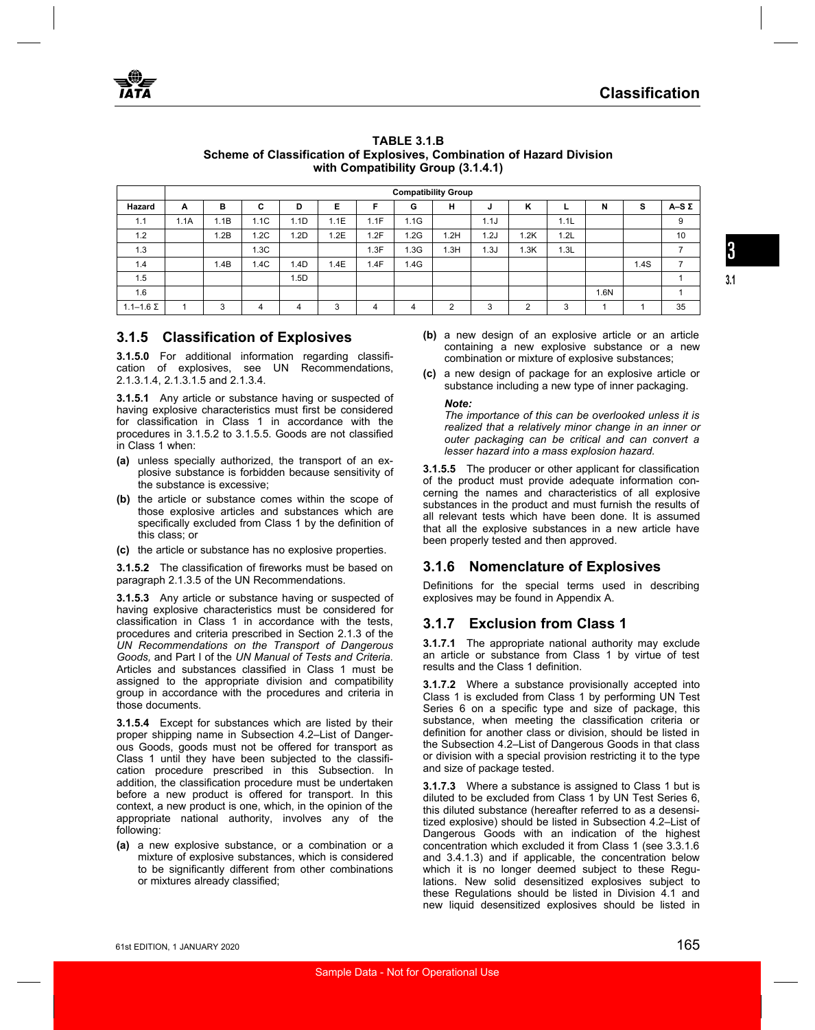**TABLE 3.1.B**
**Scheme of Classification of Explosives, Combination of Hazard Division with Compatibility Group (3.1.4.1)**

| | Compatibility Group | | | | | | | | | | | | | |
|---|---|---|---|---|---|---|---|---|---|---|---|---|---|---|
| **Hazard** | **A** | **B** | **C** | **D** | **E** | **F** | **G** | **H** | **J** | **K** | **L** | **N** | **S** | **A–S Σ** |
| 1.1 | 1.1A | 1.1B | 1.1C | 1.1D | 1.1E | 1.1F | 1.1G | | 1.1J | | 1.1L | | | 9 |
| 1.2 | | 1.2B | 1.2C | 1.2D | 1.2E | 1.2F | 1.2G | 1.2H | 1.2J | 1.2K | 1.2L | | | 10 |
| 1.3 | | | 1.3C | | | 1.3F | 1.3G | 1.3H | 1.3J | 1.3K | 1.3L | | | 7 |
| 1.4 | | 1.4B | 1.4C | 1.4D | 1.4E | 1.4F | 1.4G | | | | | | 1.4S | 7 |
| 1.5 | | | | 1.5D | | | | | | | | | | 1 |
| 1.6 | | | | | | | | | | | | 1.6N | | 1 |
| 1.1–1.6 Σ | 1 | 3 | 4 | 4 | 3 | 4 | 4 | 2 | 3 | 2 | 3 | 1 | 1 | 35 |

## 3.1.5 Classification of Explosives

**3.1.5.0** For additional information regarding classification of explosives, see UN Recommendations, 2.1.3.1.4, 2.1.3.1.5 and 2.1.3.4.

**3.1.5.1** Any article or substance having or suspected of having explosive characteristics must first be considered for classification in Class 1 in accordance with the procedures in 3.1.5.2 to 3.1.5.5. Goods are not classified in Class 1 when:

**(a)** unless specially authorized, the transport of an explosive substance is forbidden because sensitivity of the substance is excessive;

**(b)** the article or substance comes within the scope of those explosive articles and substances which are specifically excluded from Class 1 by the definition of this class; or

**(c)** the article or substance has no explosive properties.

**3.1.5.2** The classification of fireworks must be based on paragraph 2.1.3.5 of the UN Recommendations.

**3.1.5.3** Any article or substance having or suspected of having explosive characteristics must be considered for classification in Class 1 in accordance with the tests, procedures and criteria prescribed in Section 2.1.3 of the *UN Recommendations on the Transport of Dangerous Goods,* and Part I of the *UN Manual of Tests and Criteria.* Articles and substances classified in Class 1 must be assigned to the appropriate division and compatibility group in accordance with the procedures and criteria in those documents.

**3.1.5.4** Except for substances which are listed by their proper shipping name in Subsection 4.2–List of Dangerous Goods, goods must not be offered for transport as Class 1 until they have been subjected to the classification procedure prescribed in this Subsection. In addition, the classification procedure must be undertaken before a new product is offered for transport. In this context, a new product is one, which, in the opinion of the appropriate national authority, involves any of the following:

**(a)** a new explosive substance, or a combination or a mixture of explosive substances, which is considered to be significantly different from other combinations or mixtures already classified;

**(b)** a new design of an explosive article or an article containing a new explosive substance or a new combination or mixture of explosive substances;

**(c)** a new design of package for an explosive article or substance including a new type of inner packaging.

***Note:***
*The importance of this can be overlooked unless it is realized that a relatively minor change in an inner or outer packaging can be critical and can convert a lesser hazard into a mass explosion hazard.*

**3.1.5.5** The producer or other applicant for classification of the product must provide adequate information concerning the names and characteristics of all explosive substances in the product and must furnish the results of all relevant tests which have been done. It is assumed that all the explosive substances in a new article have been properly tested and then approved.

## 3.1.6 Nomenclature of Explosives

Definitions for the special terms used in describing explosives may be found in Appendix A.

## 3.1.7 Exclusion from Class 1

**3.1.7.1** The appropriate national authority may exclude an article or substance from Class 1 by virtue of test results and the Class 1 definition.

**3.1.7.2** Where a substance provisionally accepted into Class 1 is excluded from Class 1 by performing UN Test Series 6 on a specific type and size of package, this substance, when meeting the classification criteria or definition for another class or division, should be listed in the Subsection 4.2–List of Dangerous Goods in that class or division with a special provision restricting it to the type and size of package tested.

**3.1.7.3** Where a substance is assigned to Class 1 but is diluted to be excluded from Class 1 by UN Test Series 6, this diluted substance (hereafter referred to as a desensitized explosive) should be listed in Subsection 4.2–List of Dangerous Goods with an indication of the highest concentration which excluded it from Class 1 (see 3.3.1.6 and 3.4.1.3) and if applicable, the concentration below which it is no longer deemed subject to these Regulations. New solid desensitized explosives subject to these Regulations should be listed in Division 4.1 and new liquid desensitized explosives should be listed in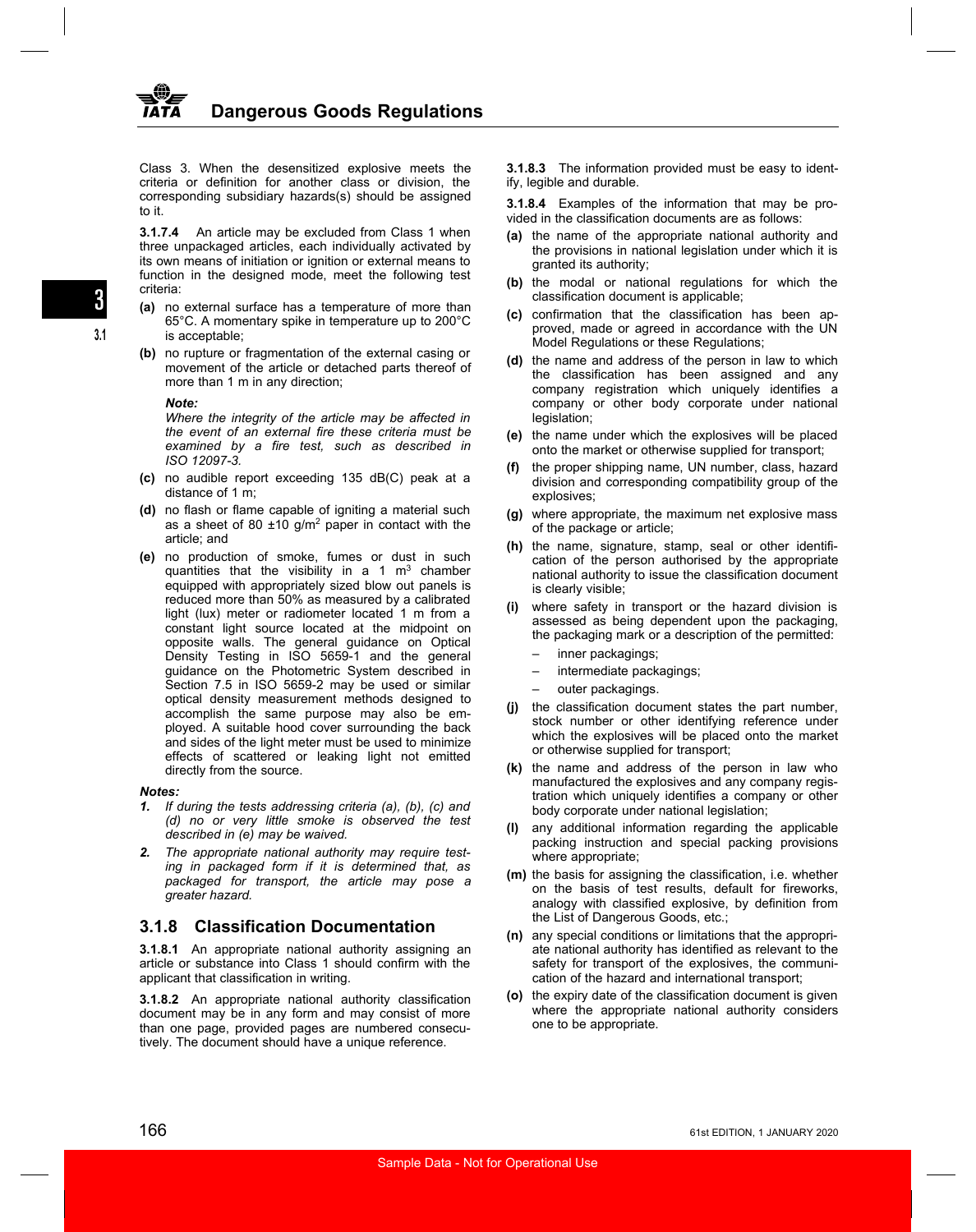Class 3. When the desensitized explosive meets the criteria or definition for another class or division, the corresponding subsidiary hazards(s) should be assigned to it.

**3.1.7.4** An article may be excluded from Class 1 when three unpackaged articles, each individually activated by its own means of initiation or ignition or external means to function in the designed mode, meet the following test criteria:

**(a)** no external surface has a temperature of more than 65°C. A momentary spike in temperature up to 200°C is acceptable;

**(b)** no rupture or fragmentation of the external casing or movement of the article or detached parts thereof of more than 1 m in any direction;

***Note:***
*Where the integrity of the article may be affected in the event of an external fire these criteria must be examined by a fire test, such as described in ISO 12097-3.*

**(c)** no audible report exceeding 135 dB(C) peak at a distance of 1 m;

**(d)** no flash or flame capable of igniting a material such as a sheet of 80 ±10 g/m$^2$ paper in contact with the article; and

**(e)** no production of smoke, fumes or dust in such quantities that the visibility in a 1 m$^3$ chamber equipped with appropriately sized blow out panels is reduced more than 50% as measured by a calibrated light (lux) meter or radiometer located 1 m from a constant light source located at the midpoint on opposite walls. The general guidance on Optical Density Testing in ISO 5659-1 and the general guidance on the Photometric System described in Section 7.5 in ISO 5659-2 may be used or similar optical density measurement methods designed to accomplish the same purpose may also be employed. A suitable hood cover surrounding the back and sides of the light meter must be used to minimize effects of scattered or leaking light not emitted directly from the source.

***Notes:***

1. *If during the tests addressing criteria (a), (b), (c) and (d) no or very little smoke is observed the test described in (e) may be waived.*
2. *The appropriate national authority may require testing in packaged form if it is determined that, as packaged for transport, the article may pose a greater hazard.*

## 3.1.8 Classification Documentation

**3.1.8.1** An appropriate national authority assigning an article or substance into Class 1 should confirm with the applicant that classification in writing.

**3.1.8.2** An appropriate national authority classification document may be in any form and may consist of more than one page, provided pages are numbered consecutively. The document should have a unique reference.

**3.1.8.3** The information provided must be easy to identify, legible and durable.

**3.1.8.4** Examples of the information that may be provided in the classification documents are as follows:

**(a)** the name of the appropriate national authority and the provisions in national legislation under which it is granted its authority;

**(b)** the modal or national regulations for which the classification document is applicable;

**(c)** confirmation that the classification has been approved, made or agreed in accordance with the UN Model Regulations or these Regulations;

**(d)** the name and address of the person in law to which the classification has been assigned and any company registration which uniquely identifies a company or other body corporate under national legislation;

**(e)** the name under which the explosives will be placed onto the market or otherwise supplied for transport;

**(f)** the proper shipping name, UN number, class, hazard division and corresponding compatibility group of the explosives;

**(g)** where appropriate, the maximum net explosive mass of the package or article;

**(h)** the name, signature, stamp, seal or other identification of the person authorised by the appropriate national authority to issue the classification document is clearly visible;

**(i)** where safety in transport or the hazard division is assessed as being dependent upon the packaging, the packaging mark or a description of the permitted:
- inner packagings;
- intermediate packagings;
- outer packagings.

**(j)** the classification document states the part number, stock number or other identifying reference under which the explosives will be placed onto the market or otherwise supplied for transport;

**(k)** the name and address of the person in law who manufactured the explosives and any company registration which uniquely identifies a company or other body corporate under national legislation;

**(l)** any additional information regarding the applicable packing instruction and special packing provisions where appropriate;

**(m)** the basis for assigning the classification, i.e. whether on the basis of test results, default for fireworks, analogy with classified explosive, by definition from the List of Dangerous Goods, etc.;

**(n)** any special conditions or limitations that the appropriate national authority has identified as relevant to the safety for transport of the explosives, the communication of the hazard and international transport;

**(o)** the expiry date of the classification document is given where the appropriate national authority considers one to be appropriate.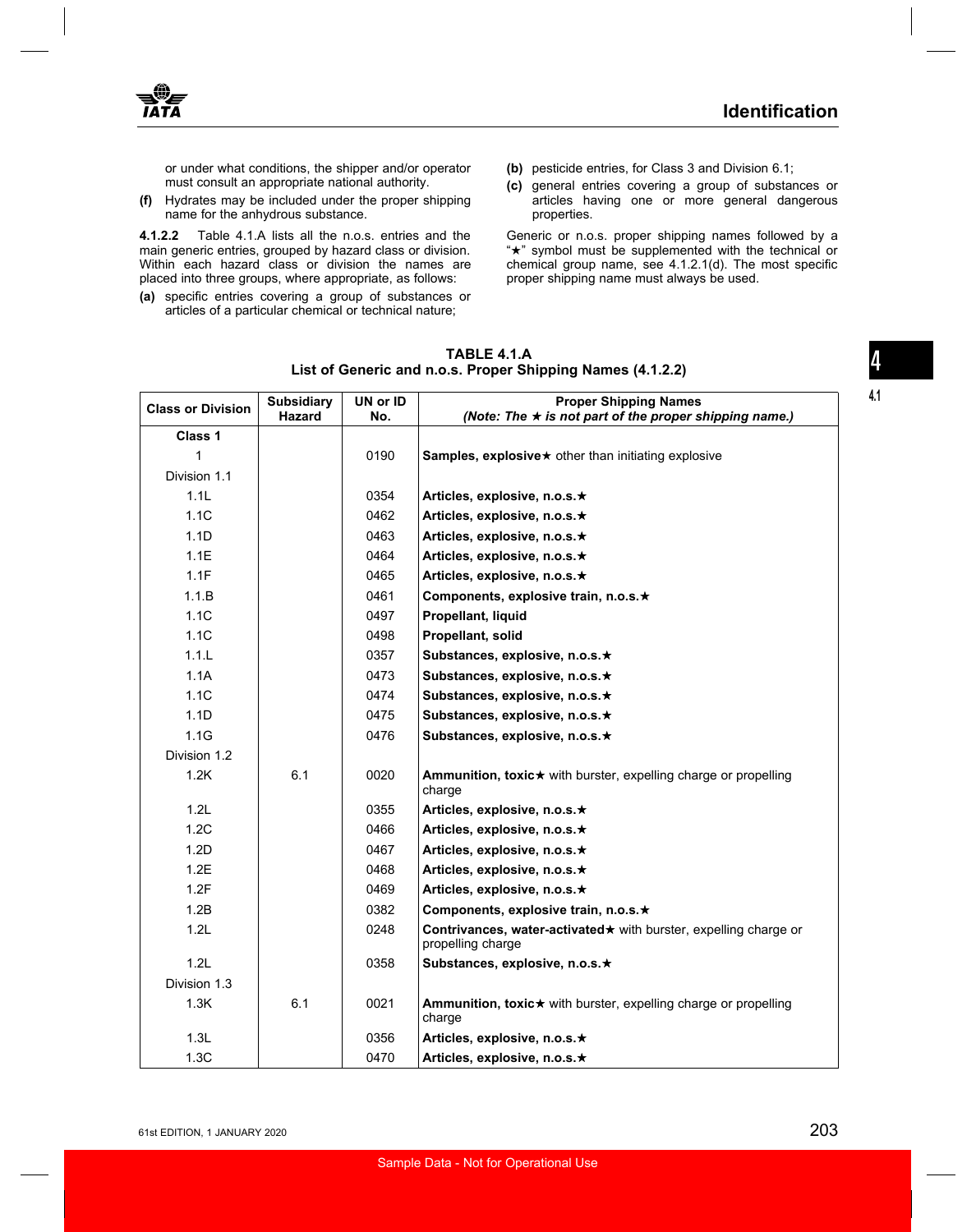or under what conditions, the shipper and/or operator must consult an appropriate national authority.

**(f)** Hydrates may be included under the proper shipping name for the anhydrous substance.

**4.1.2.2** Table 4.1.A lists all the n.o.s. entries and the main generic entries, grouped by hazard class or division. Within each hazard class or division the names are placed into three groups, where appropriate, as follows:

**(a)** specific entries covering a group of substances or articles of a particular chemical or technical nature;

**(b)** pesticide entries, for Class 3 and Division 6.1;

**(c)** general entries covering a group of substances or articles having one or more general dangerous properties.

Generic or n.o.s. proper shipping names followed by a "★" symbol must be supplemented with the technical or chemical group name, see 4.1.2.1(d). The most specific proper shipping name must always be used.

**TABLE 4.1.A**
**List of Generic and n.o.s. Proper Shipping Names (4.1.2.2)**

| Class or Division | Subsidiary Hazard | UN or ID No. | Proper Shipping Names *(Note: The ★ is not part of the proper shipping name.)* |
|---|---|---|---|
| **Class 1** | | | |
| 1 | | 0190 | **Samples, explosive★** other than initiating explosive |
| Division 1.1 | | | |
| 1.1L | | 0354 | **Articles, explosive, n.o.s.★** |
| 1.1C | | 0462 | **Articles, explosive, n.o.s.★** |
| 1.1D | | 0463 | **Articles, explosive, n.o.s.★** |
| 1.1E | | 0464 | **Articles, explosive, n.o.s.★** |
| 1.1F | | 0465 | **Articles, explosive, n.o.s.★** |
| 1.1.B | | 0461 | **Components, explosive train, n.o.s.★** |
| 1.1C | | 0497 | **Propellant, liquid** |
| 1.1C | | 0498 | **Propellant, solid** |
| 1.1.L | | 0357 | **Substances, explosive, n.o.s.★** |
| 1.1A | | 0473 | **Substances, explosive, n.o.s.★** |
| 1.1C | | 0474 | **Substances, explosive, n.o.s.★** |
| 1.1D | | 0475 | **Substances, explosive, n.o.s.★** |
| 1.1G | | 0476 | **Substances, explosive, n.o.s.★** |
| Division 1.2 | | | |
| 1.2K | 6.1 | 0020 | **Ammunition, toxic★** with burster, expelling charge or propelling charge |
| 1.2L | | 0355 | **Articles, explosive, n.o.s.★** |
| 1.2C | | 0466 | **Articles, explosive, n.o.s.★** |
| 1.2D | | 0467 | **Articles, explosive, n.o.s.★** |
| 1.2E | | 0468 | **Articles, explosive, n.o.s.★** |
| 1.2F | | 0469 | **Articles, explosive, n.o.s.★** |
| 1.2B | | 0382 | **Components, explosive train, n.o.s.★** |
| 1.2L | | 0248 | **Contrivances, water-activated★** with burster, expelling charge or propelling charge |
| 1.2L | | 0358 | **Substances, explosive, n.o.s.★** |
| Division 1.3 | | | |
| 1.3K | 6.1 | 0021 | **Ammunition, toxic★** with burster, expelling charge or propelling charge |
| 1.3L | | 0356 | **Articles, explosive, n.o.s.★** |
| 1.3C | | 0470 | **Articles, explosive, n.o.s.★** |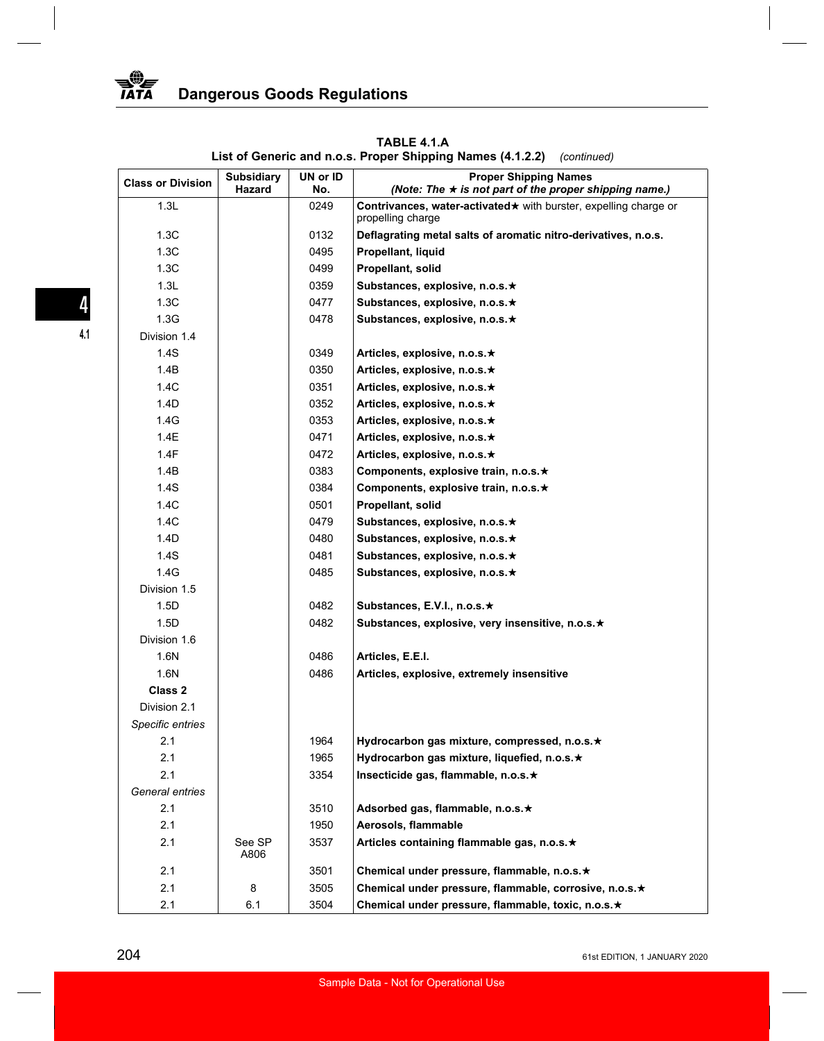**TABLE 4.1.A**

**List of Generic and n.o.s. Proper Shipping Names (4.1.2.2)** *(continued)*

| Class or Division | Subsidiary Hazard | UN or ID No. | Proper Shipping Names *(Note: The ★ is not part of the proper shipping name.)* |
|---|---|---|---|
| 1.3L | | 0249 | **Contrivances, water-activated★** with burster, expelling charge or propelling charge |
| 1.3C | | 0132 | **Deflagrating metal salts of aromatic nitro-derivatives, n.o.s.** |
| 1.3C | | 0495 | **Propellant, liquid** |
| 1.3C | | 0499 | **Propellant, solid** |
| 1.3L | | 0359 | **Substances, explosive, n.o.s.★** |
| 1.3C | | 0477 | **Substances, explosive, n.o.s.★** |
| 1.3G | | 0478 | **Substances, explosive, n.o.s.★** |
| Division 1.4 | | | |
| 1.4S | | 0349 | **Articles, explosive, n.o.s.★** |
| 1.4B | | 0350 | **Articles, explosive, n.o.s.★** |
| 1.4C | | 0351 | **Articles, explosive, n.o.s.★** |
| 1.4D | | 0352 | **Articles, explosive, n.o.s.★** |
| 1.4G | | 0353 | **Articles, explosive, n.o.s.★** |
| 1.4E | | 0471 | **Articles, explosive, n.o.s.★** |
| 1.4F | | 0472 | **Articles, explosive, n.o.s.★** |
| 1.4B | | 0383 | **Components, explosive train, n.o.s.★** |
| 1.4S | | 0384 | **Components, explosive train, n.o.s.★** |
| 1.4C | | 0501 | **Propellant, solid** |
| 1.4C | | 0479 | **Substances, explosive, n.o.s.★** |
| 1.4D | | 0480 | **Substances, explosive, n.o.s.★** |
| 1.4S | | 0481 | **Substances, explosive, n.o.s.★** |
| 1.4G | | 0485 | **Substances, explosive, n.o.s.★** |
| Division 1.5 | | | |
| 1.5D | | 0482 | **Substances, E.V.I., n.o.s.★** |
| 1.5D | | 0482 | **Substances, explosive, very insensitive, n.o.s.★** |
| Division 1.6 | | | |
| 1.6N | | 0486 | **Articles, E.E.I.** |
| 1.6N | | 0486 | **Articles, explosive, extremely insensitive** |
| **Class 2** | | | |
| Division 2.1 | | | |
| *Specific entries* | | | |
| 2.1 | | 1964 | **Hydrocarbon gas mixture, compressed, n.o.s.★** |
| 2.1 | | 1965 | **Hydrocarbon gas mixture, liquefied, n.o.s.★** |
| 2.1 | | 3354 | **Insecticide gas, flammable, n.o.s.★** |
| *General entries* | | | |
| 2.1 | | 3510 | **Adsorbed gas, flammable, n.o.s.★** |
| 2.1 | | 1950 | **Aerosols, flammable** |
| 2.1 | See SP A806 | 3537 | **Articles containing flammable gas, n.o.s.★** |
| 2.1 | | 3501 | **Chemical under pressure, flammable, n.o.s.★** |
| 2.1 | 8 | 3505 | **Chemical under pressure, flammable, corrosive, n.o.s.★** |
| 2.1 | 6.1 | 3504 | **Chemical under pressure, flammable, toxic, n.o.s.★** |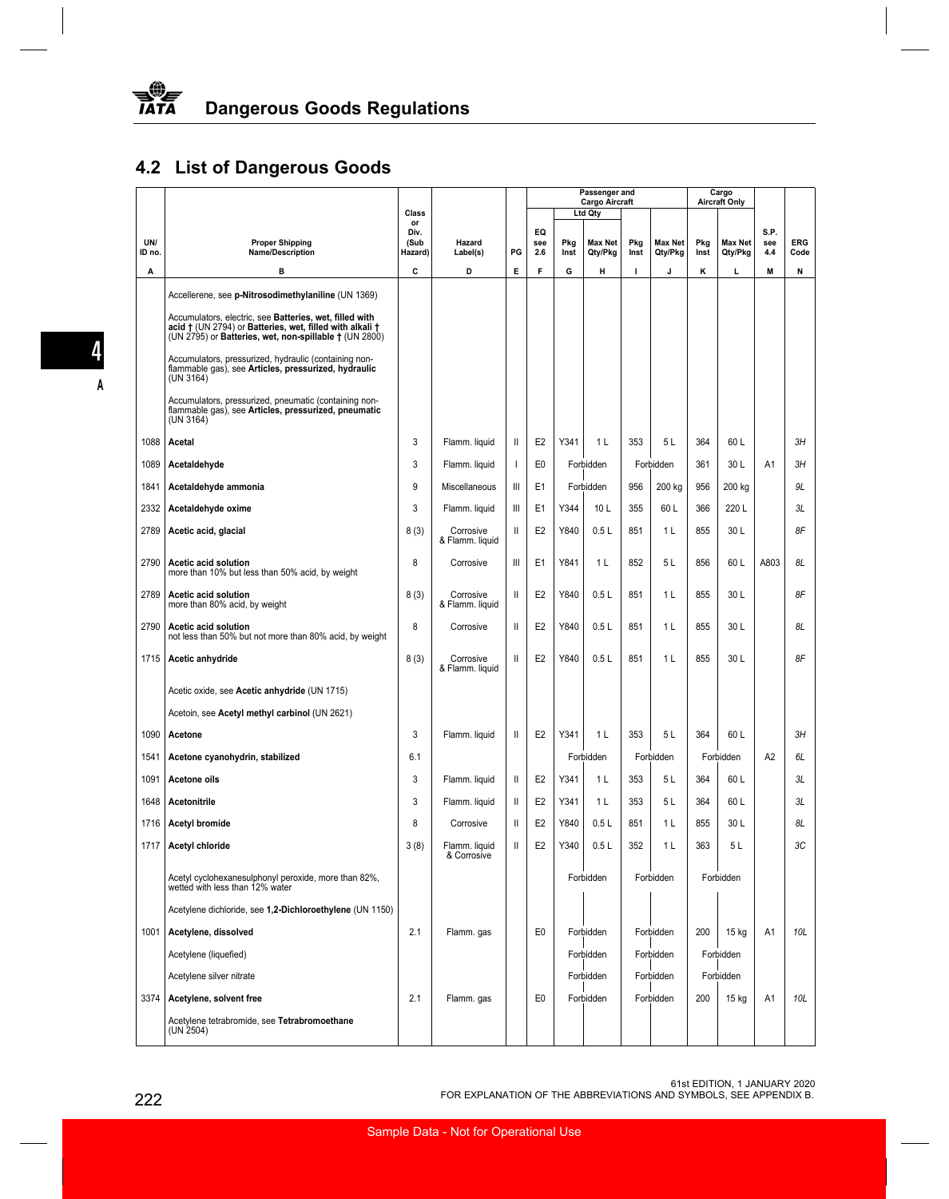## 4.2 List of Dangerous Goods

| UN/ ID no. | Proper Shipping Name/Description | Class or Div. (Sub Hazard) | Hazard Label(s) | PG | EQ see 2.6 | Passenger and Cargo Aircraft Ltd Qty Pkg Inst | Passenger and Cargo Aircraft Ltd Qty Max Net Qty/Pkg | Passenger and Cargo Aircraft Pkg Inst | Passenger and Cargo Aircraft Max Net Qty/Pkg | Cargo Aircraft Only Pkg Inst | Cargo Aircraft Only Max Net Qty/Pkg | S.P. see 4.4 | ERG Code |
|---|---|---|---|---|---|---|---|---|---|---|---|---|---|
| A | B | C | D | E | F | G | H | I | J | K | L | M | N |
| | Accellerene, see **p-Nitrosodimethylaniline** (UN 1369) | | | | | | | | | | | | |
| | Accumulators, electric, see **Batteries, wet, filled with acid †** (UN 2794) or **Batteries, wet, filled with alkali †** (UN 2795) or **Batteries, wet, non-spillable †** (UN 2800) | | | | | | | | | | | | |
| | Accumulators, pressurized, hydraulic (containing non-flammable gas), see **Articles, pressurized, hydraulic** (UN 3164) | | | | | | | | | | | | |
| | Accumulators, pressurized, pneumatic (containing non-flammable gas), see **Articles, pressurized, pneumatic** (UN 3164) | | | | | | | | | | | | |
| 1088 | **Acetal** | 3 | Flamm. liquid | II | E2 | Y341 | 1 L | 353 | 5 L | 364 | 60 L | | 3H |
| 1089 | **Acetaldehyde** | 3 | Flamm. liquid | I | E0 | Forbidden | | Forbidden | | 361 | 30 L | A1 | 3H |
| 1841 | **Acetaldehyde ammonia** | 9 | Miscellaneous | III | E1 | Forbidden | | 956 | 200 kg | 956 | 200 kg | | 9L |
| 2332 | **Acetaldehyde oxime** | 3 | Flamm. liquid | III | E1 | Y344 | 10 L | 355 | 60 L | 366 | 220 L | | 3L |
| 2789 | **Acetic acid, glacial** | 8 (3) | Corrosive & Flamm. liquid | II | E2 | Y840 | 0.5 L | 851 | 1 L | 855 | 30 L | | 8F |
| 2790 | **Acetic acid solution** more than 10% but less than 50% acid, by weight | 8 | Corrosive | III | E1 | Y841 | 1 L | 852 | 5 L | 856 | 60 L | A803 | 8L |
| 2789 | **Acetic acid solution** more than 80% acid, by weight | 8 (3) | Corrosive & Flamm. liquid | II | E2 | Y840 | 0.5 L | 851 | 1 L | 855 | 30 L | | 8F |
| 2790 | **Acetic acid solution** not less than 50% but not more than 80% acid, by weight | 8 | Corrosive | II | E2 | Y840 | 0.5 L | 851 | 1 L | 855 | 30 L | | 8L |
| 1715 | **Acetic anhydride** | 8 (3) | Corrosive & Flamm. liquid | II | E2 | Y840 | 0.5 L | 851 | 1 L | 855 | 30 L | | 8F |
| | Acetic oxide, see **Acetic anhydride** (UN 1715) | | | | | | | | | | | | |
| | Acetoin, see **Acetyl methyl carbinol** (UN 2621) | | | | | | | | | | | | |
| 1090 | **Acetone** | 3 | Flamm. liquid | II | E2 | Y341 | 1 L | 353 | 5 L | 364 | 60 L | | 3H |
| 1541 | **Acetone cyanohydrin, stabilized** | 6.1 | | | | Forbidden | | Forbidden | | Forbidden | | A2 | 6L |
| 1091 | **Acetone oils** | 3 | Flamm. liquid | II | E2 | Y341 | 1 L | 353 | 5 L | 364 | 60 L | | 3L |
| 1648 | **Acetonitrile** | 3 | Flamm. liquid | II | E2 | Y341 | 1 L | 353 | 5 L | 364 | 60 L | | 3L |
| 1716 | **Acetyl bromide** | 8 | Corrosive | II | E2 | Y840 | 0.5 L | 851 | 1 L | 855 | 30 L | | 8L |
| 1717 | **Acetyl chloride** | 3 (8) | Flamm. liquid & Corrosive | II | E2 | Y340 | 0.5 L | 352 | 1 L | 363 | 5 L | | 3C |
| | Acetyl cyclohexanesulphonyl peroxide, more than 82%, wetted with less than 12% water | | | | | Forbidden | | Forbidden | | Forbidden | | | |
| | Acetylene dichloride, see **1,2-Dichloroethylene** (UN 1150) | | | | | | | | | | | | |
| 1001 | **Acetylene, dissolved** | 2.1 | Flamm. gas | | E0 | Forbidden | | Forbidden | | 200 | 15 kg | A1 | 10L |
| | Acetylene (liquefied) | | | | | Forbidden | | Forbidden | | Forbidden | | | |
| | Acetylene silver nitrate | | | | | Forbidden | | Forbidden | | Forbidden | | | |
| 3374 | **Acetylene, solvent free** | 2.1 | Flamm. gas | | E0 | Forbidden | | Forbidden | | 200 | 15 kg | A1 | 10L |
| | Acetylene tetrabromide, see **Tetrabromoethane** (UN 2504) | | | | | | | | | | | | |

61st EDITION, 1 JANUARY 2020

FOR EXPLANATION OF THE ABBREVIATIONS AND SYMBOLS, SEE APPENDIX B.

Sample Data - Not for Operational Use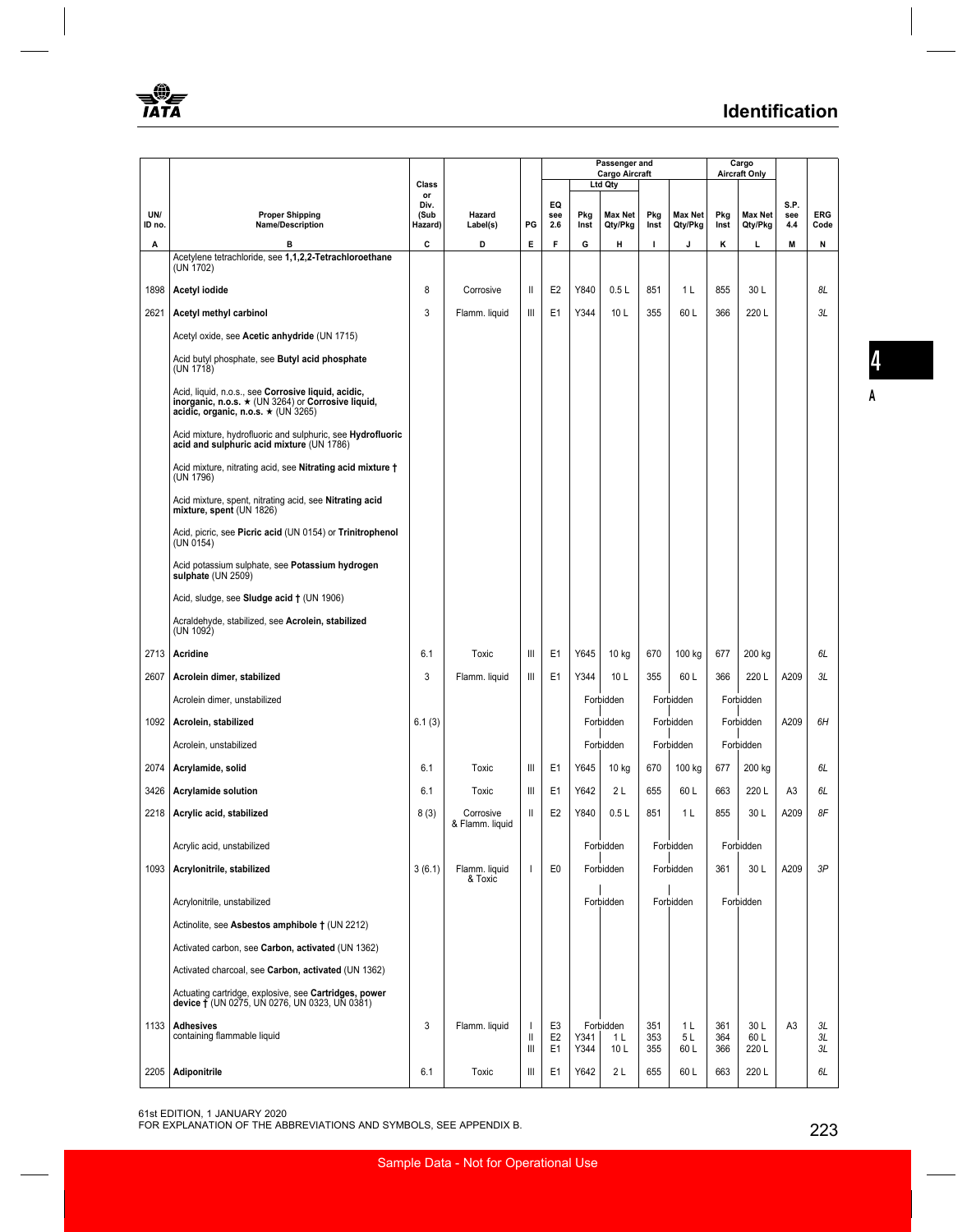## Identification

| UN/ ID no. | Proper Shipping Name/Description | Class or Div. (Sub Hazard) | Hazard Label(s) | PG | EQ see 2.6 | Passenger and Cargo Aircraft Ltd Qty Pkg Inst | Passenger and Cargo Aircraft Ltd Qty Max Net Qty/Pkg | Passenger and Cargo Aircraft Pkg Inst | Passenger and Cargo Aircraft Max Net Qty/Pkg | Cargo Aircraft Only Pkg Inst | Cargo Aircraft Only Max Net Qty/Pkg | S.P. see 4.4 | ERG Code |
|---|---|---|---|---|---|---|---|---|---|---|---|---|---|
| A | B | C | D | E | F | G | H | I | J | K | L | M | N |
| | Acetylene tetrachloride, see **1,1,2,2-Tetrachloroethane** (UN 1702) | | | | | | | | | | | | |
| 1898 | **Acetyl iodide** | 8 | Corrosive | II | E2 | Y840 | 0.5 L | 851 | 1 L | 855 | 30 L | | 8L |
| 2621 | **Acetyl methyl carbinol** | 3 | Flamm. liquid | III | E1 | Y344 | 10 L | 355 | 60 L | 366 | 220 L | | 3L |
| | Acetyl oxide, see **Acetic anhydride** (UN 1715) | | | | | | | | | | | | |
| | Acid butyl phosphate, see **Butyl acid phosphate** (UN 1718) | | | | | | | | | | | | |
| | Acid, liquid, n.o.s., see **Corrosive liquid, acidic, inorganic, n.o.s. ★** (UN 3264) or **Corrosive liquid, acidic, organic, n.o.s. ★** (UN 3265) | | | | | | | | | | | | |
| | Acid mixture, hydrofluoric and sulphuric, see **Hydrofluoric acid and sulphuric acid mixture** (UN 1786) | | | | | | | | | | | | |
| | Acid mixture, nitrating acid, see **Nitrating acid mixture †** (UN 1796) | | | | | | | | | | | | |
| | Acid mixture, spent, nitrating acid, see **Nitrating acid mixture, spent** (UN 1826) | | | | | | | | | | | | |
| | Acid, picric, see **Picric acid** (UN 0154) or **Trinitrophenol** (UN 0154) | | | | | | | | | | | | |
| | Acid potassium sulphate, see **Potassium hydrogen sulphate** (UN 2509) | | | | | | | | | | | | |
| | Acid, sludge, see **Sludge acid †** (UN 1906) | | | | | | | | | | | | |
| | Acraldehyde, stabilized, see **Acrolein, stabilized** (UN 1092) | | | | | | | | | | | | |
| 2713 | **Acridine** | 6.1 | Toxic | III | E1 | Y645 | 10 kg | 670 | 100 kg | 677 | 200 kg | | 6L |
| 2607 | **Acrolein dimer, stabilized** | 3 | Flamm. liquid | III | E1 | Y344 | 10 L | 355 | 60 L | 366 | 220 L | A209 | 3L |
| | Acrolein dimer, unstabilized | | | | | Forbidden | | Forbidden | | Forbidden | | | |
| 1092 | **Acrolein, stabilized** | 6.1 (3) | | | | Forbidden | | Forbidden | | Forbidden | | A209 | 6H |
| | Acrolein, unstabilized | | | | | Forbidden | | Forbidden | | Forbidden | | | |
| 2074 | **Acrylamide, solid** | 6.1 | Toxic | III | E1 | Y645 | 10 kg | 670 | 100 kg | 677 | 200 kg | | 6L |
| 3426 | **Acrylamide solution** | 6.1 | Toxic | III | E1 | Y642 | 2 L | 655 | 60 L | 663 | 220 L | A3 | 6L |
| 2218 | **Acrylic acid, stabilized** | 8 (3) | Corrosive & Flamm. liquid | II | E2 | Y840 | 0.5 L | 851 | 1 L | 855 | 30 L | A209 | 8F |
| | Acrylic acid, unstabilized | | | | | Forbidden | | Forbidden | | Forbidden | | | |
| 1093 | **Acrylonitrile, stabilized** | 3 (6.1) | Flamm. liquid & Toxic | I | E0 | Forbidden | | Forbidden | | 361 | 30 L | A209 | 3P |
| | Acrylonitrile, unstabilized | | | | | Forbidden | | Forbidden | | Forbidden | | | |
| | Actinolite, see **Asbestos amphibole †** (UN 2212) | | | | | | | | | | | | |
| | Activated carbon, see **Carbon, activated** (UN 1362) | | | | | | | | | | | | |
| | Activated charcoal, see **Carbon, activated** (UN 1362) | | | | | | | | | | | | |
| | Actuating cartridge, explosive, see **Cartridges, power device †** (UN 0275, UN 0276, UN 0323, UN 0381) | | | | | | | | | | | | |
| 1133 | **Adhesives** containing flammable liquid | 3 | Flamm. liquid | I<br>II<br>III | E3<br>E2<br>E1 | Forbidden<br>Y341<br>Y344 | <br>1 L<br>10 L | 351<br>353<br>355 | 1 L<br>5 L<br>60 L | 361<br>364<br>366 | 30 L<br>60 L<br>220 L | A3 | 3L<br>3L<br>3L |
| 2205 | **Adiponitrile** | 6.1 | Toxic | III | E1 | Y642 | 2 L | 655 | 60 L | 663 | 220 L | | 6L |

61st EDITION, 1 JANUARY 2020
FOR EXPLANATION OF THE ABBREVIATIONS AND SYMBOLS, SEE APPENDIX B.

Sample Data - Not for Operational Use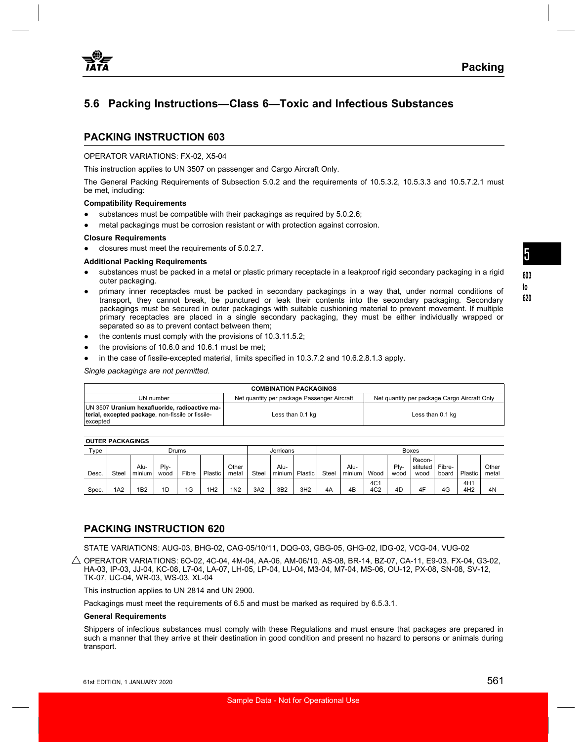## 5.6 Packing Instructions—Class 6—Toxic and Infectious Substances

### PACKING INSTRUCTION 603

OPERATOR VARIATIONS: FX-02, X5-04

This instruction applies to UN 3507 on passenger and Cargo Aircraft Only.

The General Packing Requirements of Subsection 5.0.2 and the requirements of 10.5.3.2, 10.5.3.3 and 10.5.7.2.1 must be met, including:

**Compatibility Requirements**

- substances must be compatible with their packagings as required by 5.0.2.6;
- metal packagings must be corrosion resistant or with protection against corrosion.

**Closure Requirements**

- closures must meet the requirements of 5.0.2.7.

**Additional Packing Requirements**

- substances must be packed in a metal or plastic primary receptacle in a leakproof rigid secondary packaging in a rigid outer packaging.
- primary inner receptacles must be packed in secondary packagings in a way that, under normal conditions of transport, they cannot break, be punctured or leak their contents into the secondary packaging. Secondary packagings must be secured in outer packagings with suitable cushioning material to prevent movement. If multiple primary receptacles are placed in a single secondary packaging, they must be either individually wrapped or separated so as to prevent contact between them;
- the contents must comply with the provisions of 10.3.11.5.2;
- the provisions of 10.6.0 and 10.6.1 must be met;
- in the case of fissile-excepted material, limits specified in 10.3.7.2 and 10.6.2.8.1.3 apply.

*Single packagings are not permitted.*

| COMBINATION PACKAGINGS | | |
|---|---|---|
| UN number | Net quantity per package Passenger Aircraft | Net quantity per package Cargo Aircraft Only |
| UN 3507 **Uranium hexafluoride, radioactive material, excepted package**, non-fissile or fissile-excepted | Less than 0.1 kg | Less than 0.1 kg |

**OUTER PACKAGINGS**

| Type | Drums | | | | | | Jerricans | | | Boxes | | | | | | | |
|---|---|---|---|---|---|---|---|---|---|---|---|---|---|---|---|---|---|
| Desc. | Steel | Aluminium | Plywood | Fibre | Plastic | Other metal | Steel | Aluminium | Plastic | Steel | Aluminium | Wood | Plywood | Reconstituted wood | Fibreboard | Plastic | Other metal |
| Spec. | 1A2 | 1B2 | 1D | 1G | 1H2 | 1N2 | 3A2 | 3B2 | 3H2 | 4A | 4B | 4C1 4C2 | 4D | 4F | 4G | 4H1 4H2 | 4N |

### PACKING INSTRUCTION 620

STATE VARIATIONS: AUG-03, BHG-02, CAG-05/10/11, DQG-03, GBG-05, GHG-02, IDG-02, VCG-04, VUG-02

△ OPERATOR VARIATIONS: 6O-02, 4C-04, 4M-04, AA-06, AM-06/10, AS-08, BR-14, BZ-07, CA-11, E9-03, FX-04, G3-02, HA-03, IP-03, JJ-04, KC-08, L7-04, LA-07, LH-05, LP-04, LU-04, M3-04, M7-04, MS-06, OU-12, PX-08, SN-08, SV-12, TK-07, UC-04, WR-03, WS-03, XL-04

This instruction applies to UN 2814 and UN 2900.

Packagings must meet the requirements of 6.5 and must be marked as required by 6.5.3.1.

**General Requirements**

Shippers of infectious substances must comply with these Regulations and must ensure that packages are prepared in such a manner that they arrive at their destination in good condition and present no hazard to persons or animals during transport.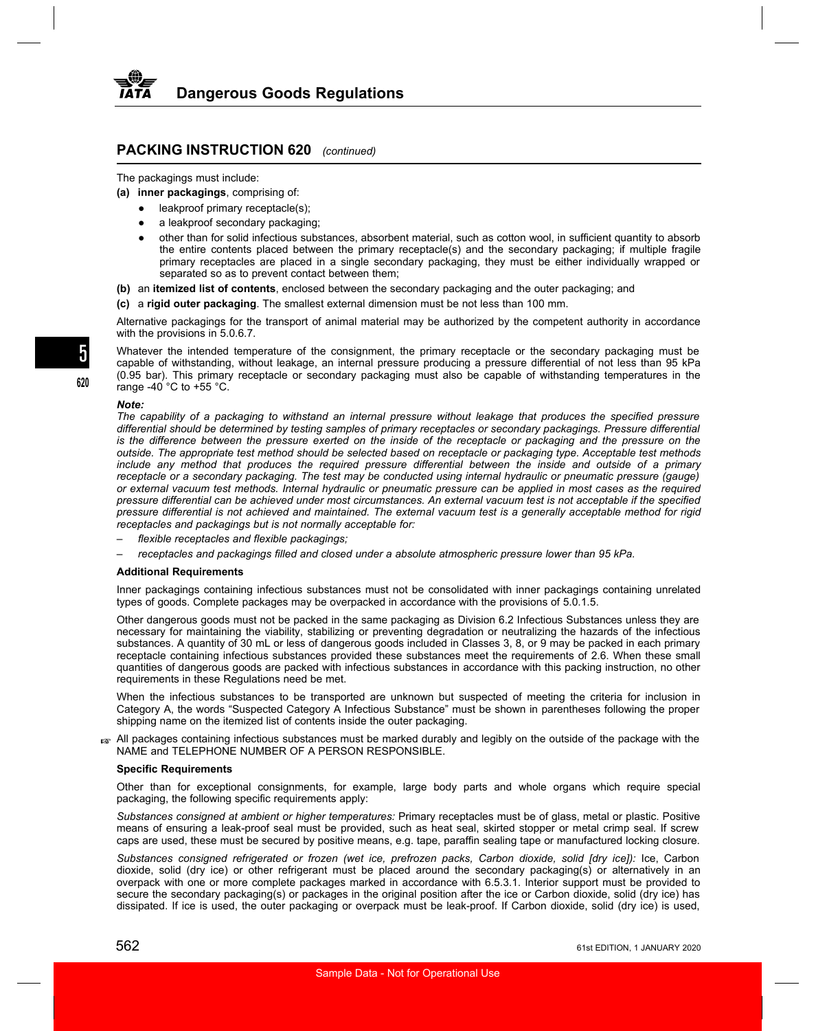## PACKING INSTRUCTION 620 *(continued)*

The packagings must include:

**(a)** **inner packagings**, comprising of:

- leakproof primary receptacle(s);
- a leakproof secondary packaging;
- other than for solid infectious substances, absorbent material, such as cotton wool, in sufficient quantity to absorb the entire contents placed between the primary receptacle(s) and the secondary packaging; if multiple fragile primary receptacles are placed in a single secondary packaging, they must be either individually wrapped or separated so as to prevent contact between them;

**(b)** an **itemized list of contents**, enclosed between the secondary packaging and the outer packaging; and

**(c)** a **rigid outer packaging**. The smallest external dimension must be not less than 100 mm.

Alternative packagings for the transport of animal material may be authorized by the competent authority in accordance with the provisions in 5.0.6.7.

Whatever the intended temperature of the consignment, the primary receptacle or the secondary packaging must be capable of withstanding, without leakage, an internal pressure producing a pressure differential of not less than 95 kPa (0.95 bar). This primary receptacle or secondary packaging must also be capable of withstanding temperatures in the range -40 °C to +55 °C.

***Note:***

*The capability of a packaging to withstand an internal pressure without leakage that produces the specified pressure differential should be determined by testing samples of primary receptacles or secondary packagings. Pressure differential is the difference between the pressure exerted on the inside of the receptacle or packaging and the pressure on the outside. The appropriate test method should be selected based on receptacle or packaging type. Acceptable test methods include any method that produces the required pressure differential between the inside and outside of a primary receptacle or a secondary packaging. The test may be conducted using internal hydraulic or pneumatic pressure (gauge) or external vacuum test methods. Internal hydraulic or pneumatic pressure can be applied in most cases as the required pressure differential can be achieved under most circumstances. An external vacuum test is not acceptable if the specified pressure differential is not achieved and maintained. The external vacuum test is a generally acceptable method for rigid receptacles and packagings but is not normally acceptable for:*

- *flexible receptacles and flexible packagings;*
- *receptacles and packagings filled and closed under a absolute atmospheric pressure lower than 95 kPa.*

**Additional Requirements**

Inner packagings containing infectious substances must not be consolidated with inner packagings containing unrelated types of goods. Complete packages may be overpacked in accordance with the provisions of 5.0.1.5.

Other dangerous goods must not be packed in the same packaging as Division 6.2 Infectious Substances unless they are necessary for maintaining the viability, stabilizing or preventing degradation or neutralizing the hazards of the infectious substances. A quantity of 30 mL or less of dangerous goods included in Classes 3, 8, or 9 may be packed in each primary receptacle containing infectious substances provided these substances meet the requirements of 2.6. When these small quantities of dangerous goods are packed with infectious substances in accordance with this packing instruction, no other requirements in these Regulations need be met.

When the infectious substances to be transported are unknown but suspected of meeting the criteria for inclusion in Category A, the words "Suspected Category A Infectious Substance" must be shown in parentheses following the proper shipping name on the itemized list of contents inside the outer packaging.

☞ All packages containing infectious substances must be marked durably and legibly on the outside of the package with the NAME and TELEPHONE NUMBER OF A PERSON RESPONSIBLE.

**Specific Requirements**

Other than for exceptional consignments, for example, large body parts and whole organs which require special packaging, the following specific requirements apply:

*Substances consigned at ambient or higher temperatures:* Primary receptacles must be of glass, metal or plastic. Positive means of ensuring a leak-proof seal must be provided, such as heat seal, skirted stopper or metal crimp seal. If screw caps are used, these must be secured by positive means, e.g. tape, paraffin sealing tape or manufactured locking closure.

*Substances consigned refrigerated or frozen (wet ice, prefrozen packs, Carbon dioxide, solid [dry ice]):* Ice, Carbon dioxide, solid (dry ice) or other refrigerant must be placed around the secondary packaging(s) or alternatively in an overpack with one or more complete packages marked in accordance with 6.5.3.1. Interior support must be provided to secure the secondary packaging(s) or packages in the original position after the ice or Carbon dioxide, solid (dry ice) has dissipated. If ice is used, the outer packaging or overpack must be leak-proof. If Carbon dioxide, solid (dry ice) is used,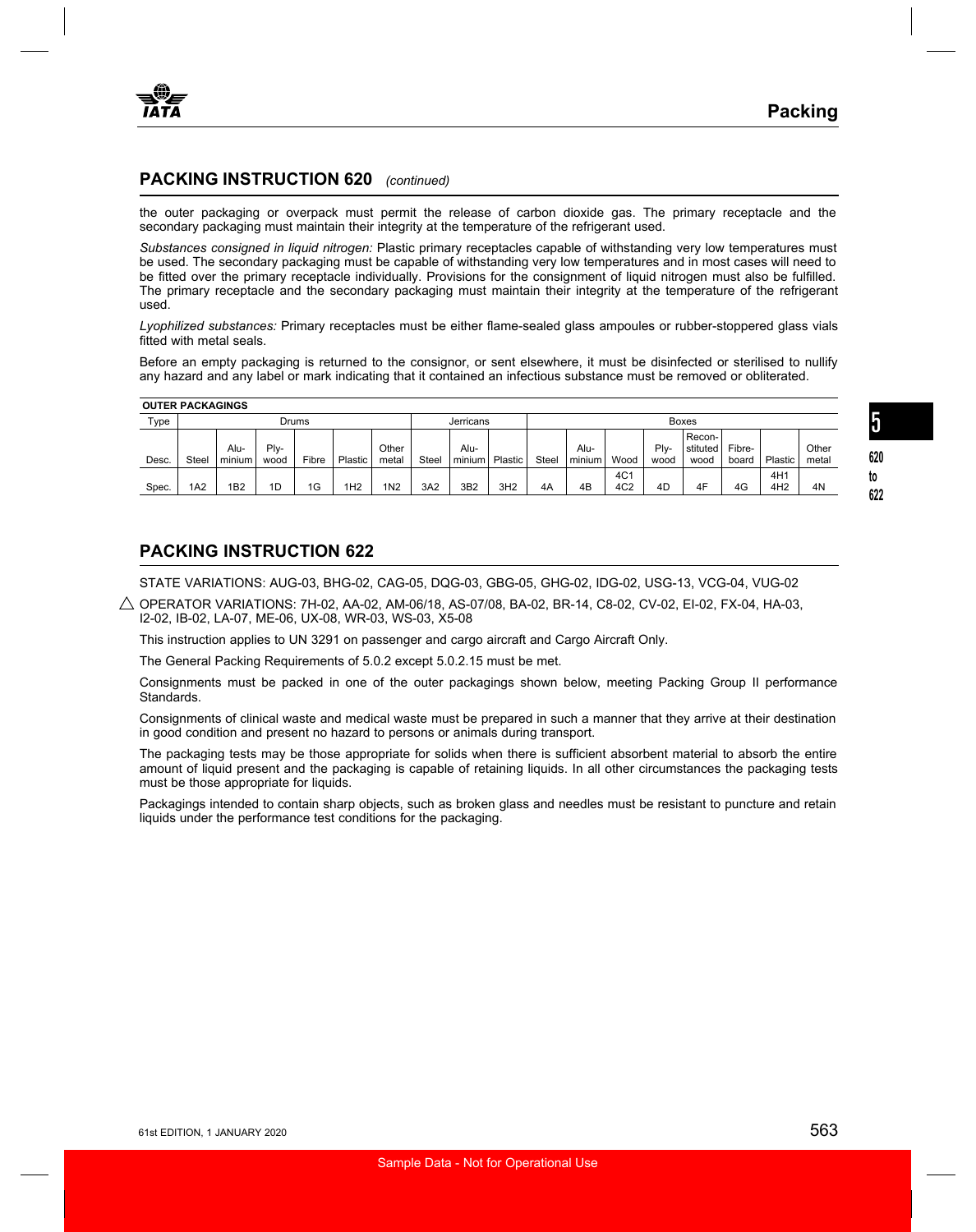## PACKING INSTRUCTION 620 *(continued)*

the outer packaging or overpack must permit the release of carbon dioxide gas. The primary receptacle and the secondary packaging must maintain their integrity at the temperature of the refrigerant used.

*Substances consigned in liquid nitrogen:* Plastic primary receptacles capable of withstanding very low temperatures must be used. The secondary packaging must be capable of withstanding very low temperatures and in most cases will need to be fitted over the primary receptacle individually. Provisions for the consignment of liquid nitrogen must also be fulfilled. The primary receptacle and the secondary packaging must maintain their integrity at the temperature of the refrigerant used.

*Lyophilized substances:* Primary receptacles must be either flame-sealed glass ampoules or rubber-stoppered glass vials fitted with metal seals.

Before an empty packaging is returned to the consignor, or sent elsewhere, it must be disinfected or sterilised to nullify any hazard and any label or mark indicating that it contained an infectious substance must be removed or obliterated.

**OUTER PACKAGINGS**

| Type | Drums | | | | | | Jerricans | | | Boxes | | | | | | | |
|---|---|---|---|---|---|---|---|---|---|---|---|---|---|---|---|---|---|
| Desc. | Steel | Alu-minium | Ply-wood | Fibre | Plastic | Other metal | Steel | Alu-minium | Plastic | Steel | Alu-minium | Wood | Ply-wood | Recon-stituted wood | Fibre-board | Plastic | Other metal |
| Spec. | 1A2 | 1B2 | 1D | 1G | 1H2 | 1N2 | 3A2 | 3B2 | 3H2 | 4A | 4B | 4C1 4C2 | 4D | 4F | 4G | 4H1 4H2 | 4N |

## PACKING INSTRUCTION 622

STATE VARIATIONS: AUG-03, BHG-02, CAG-05, DQG-03, GBG-05, GHG-02, IDG-02, USG-13, VCG-04, VUG-02

△ OPERATOR VARIATIONS: 7H-02, AA-02, AM-06/18, AS-07/08, BA-02, BR-14, C8-02, CV-02, EI-02, FX-04, HA-03, I2-02, IB-02, LA-07, ME-06, UX-08, WR-03, WS-03, X5-08

This instruction applies to UN 3291 on passenger and cargo aircraft and Cargo Aircraft Only.

The General Packing Requirements of 5.0.2 except 5.0.2.15 must be met.

Consignments must be packed in one of the outer packagings shown below, meeting Packing Group II performance Standards.

Consignments of clinical waste and medical waste must be prepared in such a manner that they arrive at their destination in good condition and present no hazard to persons or animals during transport.

The packaging tests may be those appropriate for solids when there is sufficient absorbent material to absorb the entire amount of liquid present and the packaging is capable of retaining liquids. In all other circumstances the packaging tests must be those appropriate for liquids.

Packagings intended to contain sharp objects, such as broken glass and needles must be resistant to puncture and retain liquids under the performance test conditions for the packaging.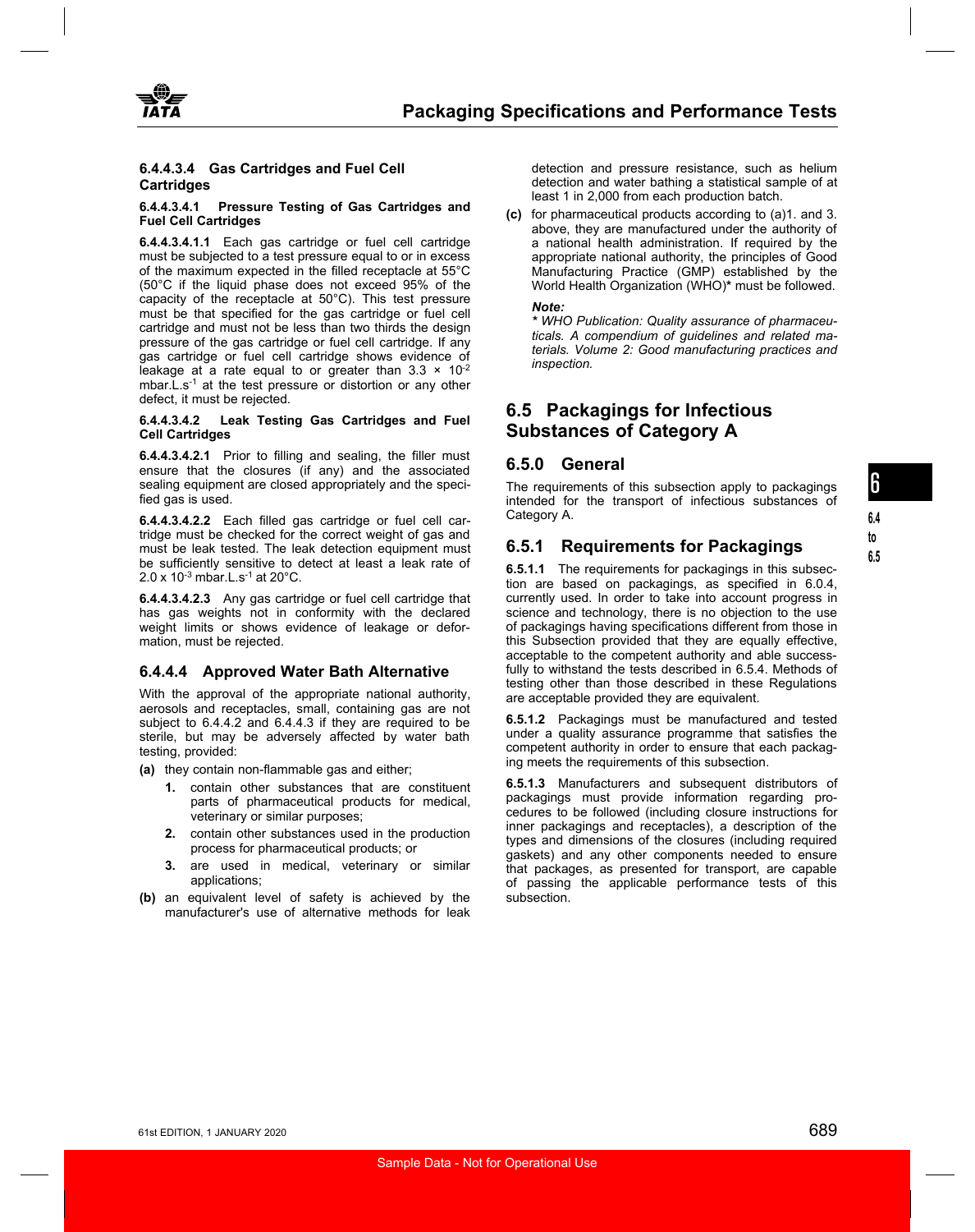#### 6.4.4.3.4 Gas Cartridges and Fuel Cell Cartridges

##### 6.4.4.3.4.1 Pressure Testing of Gas Cartridges and Fuel Cell Cartridges

**6.4.4.3.4.1.1** Each gas cartridge or fuel cell cartridge must be subjected to a test pressure equal to or in excess of the maximum expected in the filled receptacle at 55°C (50°C if the liquid phase does not exceed 95% of the capacity of the receptacle at 50°C). This test pressure must be that specified for the gas cartridge or fuel cell cartridge and must not be less than two thirds the design pressure of the gas cartridge or fuel cell cartridge. If any gas cartridge or fuel cell cartridge shows evidence of leakage at a rate equal to or greater than $3.3 \times 10^{-2}$ mbar.L.s$^{-1}$ at the test pressure or distortion or any other defect, it must be rejected.

##### 6.4.4.3.4.2 Leak Testing Gas Cartridges and Fuel Cell Cartridges

**6.4.4.3.4.2.1** Prior to filling and sealing, the filler must ensure that the closures (if any) and the associated sealing equipment are closed appropriately and the specified gas is used.

**6.4.4.3.4.2.2** Each filled gas cartridge or fuel cell cartridge must be checked for the correct weight of gas and must be leak tested. The leak detection equipment must be sufficiently sensitive to detect at least a leak rate of $2.0 \times 10^{-3}$ mbar.L.s$^{-1}$ at 20°C.

**6.4.4.3.4.2.3** Any gas cartridge or fuel cell cartridge that has gas weights not in conformity with the declared weight limits or shows evidence of leakage or deformation, must be rejected.

### 6.4.4.4 Approved Water Bath Alternative

With the approval of the appropriate national authority, aerosols and receptacles, small, containing gas are not subject to 6.4.4.2 and 6.4.4.3 if they are required to be sterile, but may be adversely affected by water bath testing, provided:

**(a)** they contain non-flammable gas and either;

  1. contain other substances that are constituent parts of pharmaceutical products for medical, veterinary or similar purposes;
  2. contain other substances used in the production process for pharmaceutical products; or
  3. are used in medical, veterinary or similar applications;

**(b)** an equivalent level of safety is achieved by the manufacturer's use of alternative methods for leak detection and pressure resistance, such as helium detection and water bathing a statistical sample of at least 1 in 2,000 from each production batch.

**(c)** for pharmaceutical products according to (a)1. and 3. above, they are manufactured under the authority of a national health administration. If required by the appropriate national authority, the principles of Good Manufacturing Practice (GMP) established by the World Health Organization (WHO)* must be followed.

***Note:***
*\* WHO Publication: Quality assurance of pharmaceuticals. A compendium of guidelines and related materials. Volume 2: Good manufacturing practices and inspection.*

# 6.5 Packagings for Infectious Substances of Category A

## 6.5.0 General

The requirements of this subsection apply to packagings intended for the transport of infectious substances of Category A.

## 6.5.1 Requirements for Packagings

**6.5.1.1** The requirements for packagings in this subsection are based on packagings, as specified in 6.0.4, currently used. In order to take into account progress in science and technology, there is no objection to the use of packagings having specifications different from those in this Subsection provided that they are equally effective, acceptable to the competent authority and able successfully to withstand the tests described in 6.5.4. Methods of testing other than those described in these Regulations are acceptable provided they are equivalent.

**6.5.1.2** Packagings must be manufactured and tested under a quality assurance programme that satisfies the competent authority in order to ensure that each packaging meets the requirements of this subsection.

**6.5.1.3** Manufacturers and subsequent distributors of packagings must provide information regarding procedures to be followed (including closure instructions for inner packagings and receptacles), a description of the types and dimensions of the closures (including required gaskets) and any other components needed to ensure that packages, as presented for transport, are capable of passing the applicable performance tests of this subsection.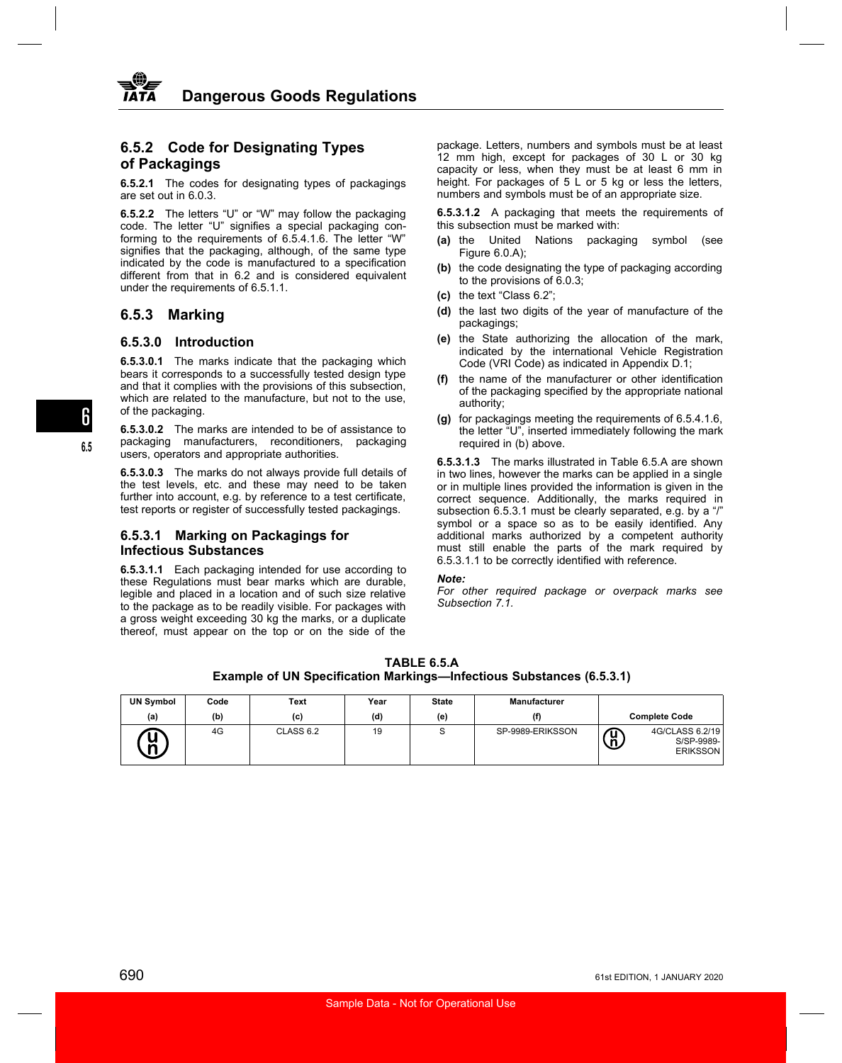## 6.5.2 Code for Designating Types of Packagings

**6.5.2.1** The codes for designating types of packagings are set out in 6.0.3.

**6.5.2.2** The letters "U" or "W" may follow the packaging code. The letter "U" signifies a special packaging conforming to the requirements of 6.5.4.1.6. The letter "W" signifies that the packaging, although, of the same type indicated by the code is manufactured to a specification different from that in 6.2 and is considered equivalent under the requirements of 6.5.1.1.

## 6.5.3 Marking

### 6.5.3.0 Introduction

**6.5.3.0.1** The marks indicate that the packaging which bears it corresponds to a successfully tested design type and that it complies with the provisions of this subsection, which are related to the manufacture, but not to the use, of the packaging.

**6.5.3.0.2** The marks are intended to be of assistance to packaging manufacturers, reconditioners, packaging users, operators and appropriate authorities.

**6.5.3.0.3** The marks do not always provide full details of the test levels, etc. and these may need to be taken further into account, e.g. by reference to a test certificate, test reports or register of successfully tested packagings.

### 6.5.3.1 Marking on Packagings for Infectious Substances

**6.5.3.1.1** Each packaging intended for use according to these Regulations must bear marks which are durable, legible and placed in a location and of such size relative to the package as to be readily visible. For packages with a gross weight exceeding 30 kg the marks, or a duplicate thereof, must appear on the top or on the side of the package. Letters, numbers and symbols must be at least 12 mm high, except for packages of 30 L or 30 kg capacity or less, when they must be at least 6 mm in height. For packages of 5 L or 5 kg or less the letters, numbers and symbols must be of an appropriate size.

**6.5.3.1.2** A packaging that meets the requirements of this subsection must be marked with:

**(a)** the United Nations packaging symbol (see Figure 6.0.A);

**(b)** the code designating the type of packaging according to the provisions of 6.0.3;

**(c)** the text "Class 6.2";

**(d)** the last two digits of the year of manufacture of the packagings;

**(e)** the State authorizing the allocation of the mark, indicated by the international Vehicle Registration Code (VRI Code) as indicated in Appendix D.1;

**(f)** the name of the manufacturer or other identification of the packaging specified by the appropriate national authority;

**(g)** for packagings meeting the requirements of 6.5.4.1.6, the letter "U", inserted immediately following the mark required in (b) above.

**6.5.3.1.3** The marks illustrated in Table 6.5.A are shown in two lines, however the marks can be applied in a single or in multiple lines provided the information is given in the correct sequence. Additionally, the marks required in subsection 6.5.3.1 must be clearly separated, e.g. by a "/" symbol or a space so as to be easily identified. Any additional marks authorized by a competent authority must still enable the parts of the mark required by 6.5.3.1.1 to be correctly identified with reference.

***Note:***
*For other required package or overpack marks see Subsection 7.1.*

**TABLE 6.5.A**
**Example of UN Specification Markings—Infectious Substances (6.5.3.1)**

| UN Symbol (a) | Code (b) | Text (c) | Year (d) | State (e) | Manufacturer (f) | Complete Code |
|---|---|---|---|---|---|---|
| (UN symbol) | 4G | CLASS 6.2 | 19 | S | SP-9989-ERIKSSON | (UN symbol) 4G/CLASS 6.2/19 S/SP-9989-ERIKSSON |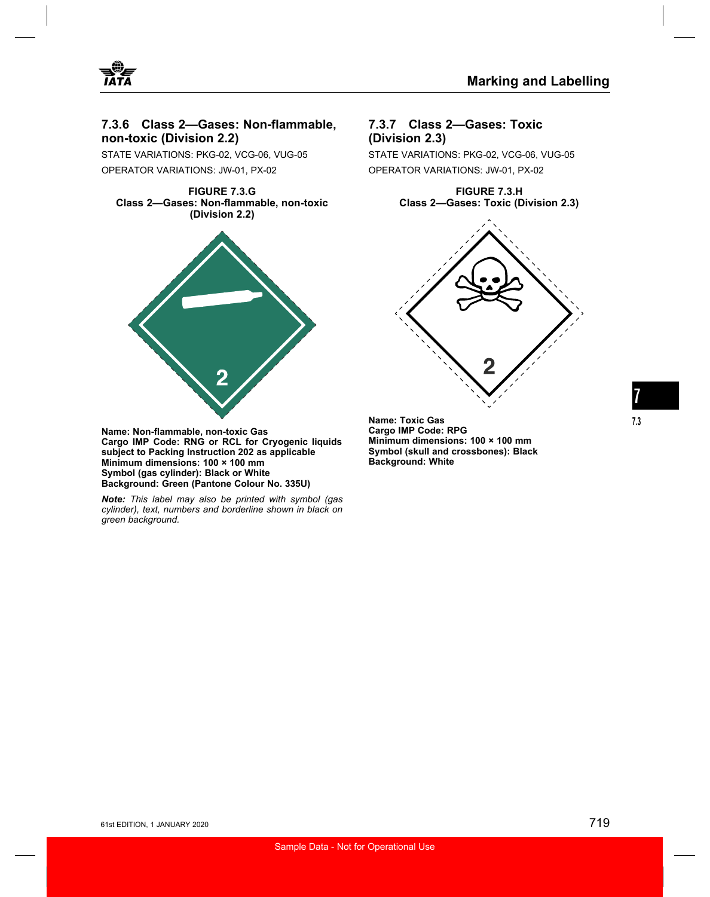### 7.3.6 Class 2—Gases: Non-flammable, non-toxic (Division 2.2)

STATE VARIATIONS: PKG-02, VCG-06, VUG-05

OPERATOR VARIATIONS: JW-01, PX-02

**FIGURE 7.3.G**
**Class 2—Gases: Non-flammable, non-toxic (Division 2.2)**

**Name: Non-flammable, non-toxic Gas**
**Cargo IMP Code: RNG or RCL for Cryogenic liquids subject to Packing Instruction 202 as applicable**
**Minimum dimensions: 100 × 100 mm**
**Symbol (gas cylinder): Black or White**
**Background: Green (Pantone Colour No. 335U)**

***Note:*** *This label may also be printed with symbol (gas cylinder), text, numbers and borderline shown in black on green background.*

### 7.3.7 Class 2—Gases: Toxic (Division 2.3)

STATE VARIATIONS: PKG-02, VCG-06, VUG-05

OPERATOR VARIATIONS: JW-01, PX-02

**FIGURE 7.3.H**
**Class 2—Gases: Toxic (Division 2.3)**

**Name: Toxic Gas**
**Cargo IMP Code: RPG**
**Minimum dimensions: 100 × 100 mm**
**Symbol (skull and crossbones): Black**
**Background: White**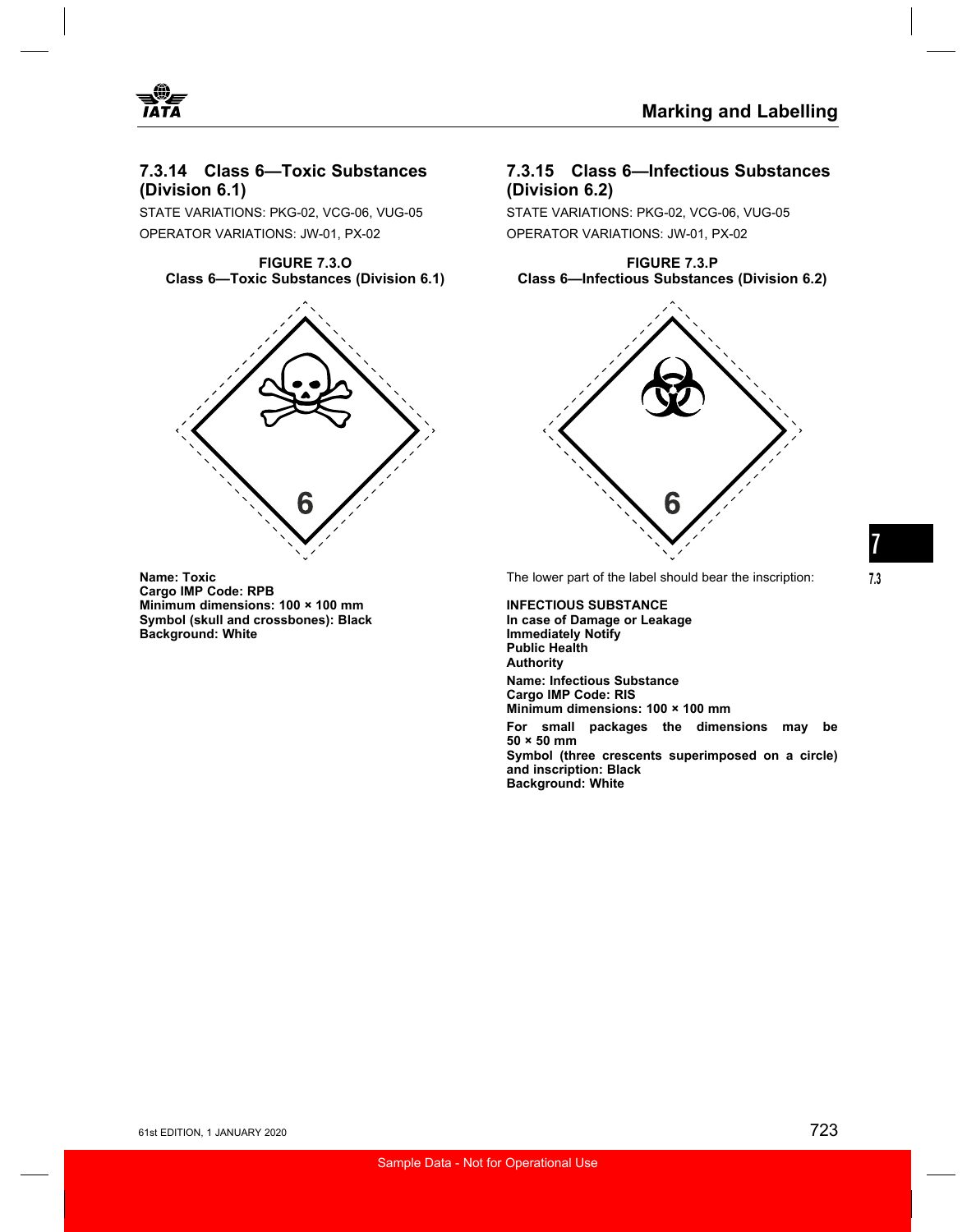### 7.3.14 Class 6—Toxic Substances (Division 6.1)

STATE VARIATIONS: PKG-02, VCG-06, VUG-05

OPERATOR VARIATIONS: JW-01, PX-02

**FIGURE 7.3.O**
**Class 6—Toxic Substances (Division 6.1)**

**Name: Toxic**
**Cargo IMP Code: RPB**
**Minimum dimensions: 100 × 100 mm**
**Symbol (skull and crossbones): Black**
**Background: White**

### 7.3.15 Class 6—Infectious Substances (Division 6.2)

STATE VARIATIONS: PKG-02, VCG-06, VUG-05

OPERATOR VARIATIONS: JW-01, PX-02

**FIGURE 7.3.P**
**Class 6—Infectious Substances (Division 6.2)**

The lower part of the label should bear the inscription:

**INFECTIOUS SUBSTANCE**
**In case of Damage or Leakage**
**Immediately Notify**
**Public Health**
**Authority**

**Name: Infectious Substance**
**Cargo IMP Code: RIS**
**Minimum dimensions: 100 × 100 mm**

**For small packages the dimensions may be 50 × 50 mm**
**Symbol (three crescents superimposed on a circle) and inscription: Black**
**Background: White**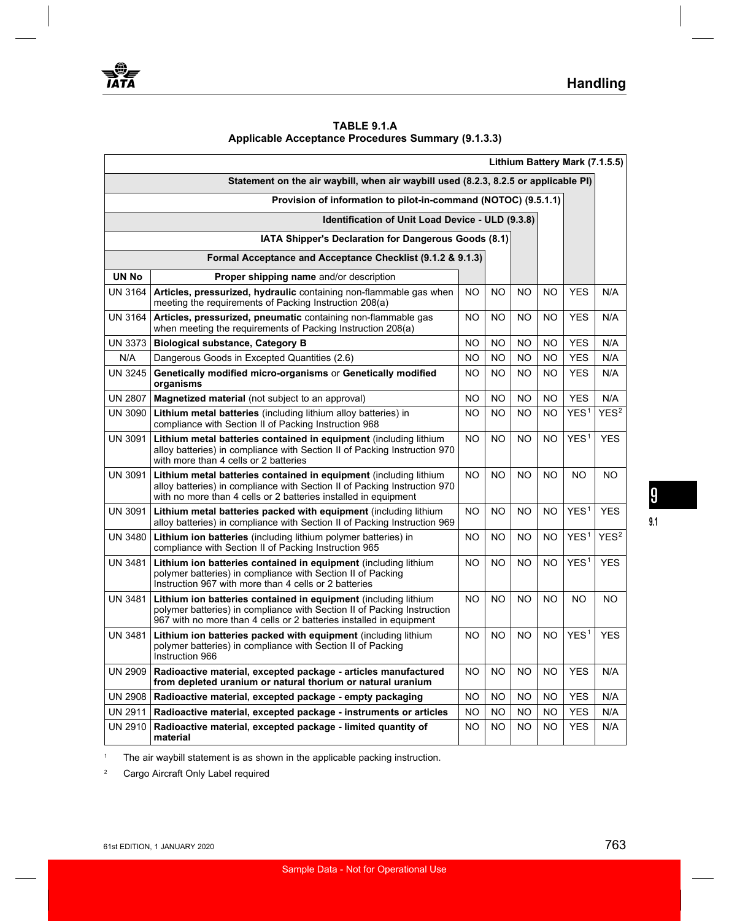**TABLE 9.1.A**
**Applicable Acceptance Procedures Summary (9.1.3.3)**

| UN No | Proper shipping name and/or description | Formal Acceptance and Acceptance Checklist (9.1.2 & 9.1.3) | IATA Shipper's Declaration for Dangerous Goods (8.1) | Identification of Unit Load Device - ULD (9.3.8) | Provision of information to pilot-in-command (NOTOC) (9.5.1.1) | Statement on the air waybill, when air waybill used (8.2.3, 8.2.5 or applicable PI) | Lithium Battery Mark (7.1.5.5) |
|---|---|---|---|---|---|---|---|
| UN 3164 | **Articles, pressurized, hydraulic** containing non-flammable gas when meeting the requirements of Packing Instruction 208(a) | NO | NO | NO | NO | YES | N/A |
| UN 3164 | **Articles, pressurized, pneumatic** containing non-flammable gas when meeting the requirements of Packing Instruction 208(a) | NO | NO | NO | NO | YES | N/A |
| UN 3373 | **Biological substance, Category B** | NO | NO | NO | NO | YES | N/A |
| N/A | Dangerous Goods in Excepted Quantities (2.6) | NO | NO | NO | NO | YES | N/A |
| UN 3245 | **Genetically modified micro-organisms** or **Genetically modified organisms** | NO | NO | NO | NO | YES | N/A |
| UN 2807 | **Magnetized material** (not subject to an approval) | NO | NO | NO | NO | YES | N/A |
| UN 3090 | **Lithium metal batteries** (including lithium alloy batteries) in compliance with Section II of Packing Instruction 968 | NO | NO | NO | NO | YES[1] | YES[2] |
| UN 3091 | **Lithium metal batteries contained in equipment** (including lithium alloy batteries) in compliance with Section II of Packing Instruction 970 with more than 4 cells or 2 batteries | NO | NO | NO | NO | YES[1] | YES |
| UN 3091 | **Lithium metal batteries contained in equipment** (including lithium alloy batteries) in compliance with Section II of Packing Instruction 970 with no more than 4 cells or 2 batteries installed in equipment | NO | NO | NO | NO | NO | NO |
| UN 3091 | **Lithium metal batteries packed with equipment** (including lithium alloy batteries) in compliance with Section II of Packing Instruction 969 | NO | NO | NO | NO | YES[1] | YES |
| UN 3480 | **Lithium ion batteries** (including lithium polymer batteries) in compliance with Section II of Packing Instruction 965 | NO | NO | NO | NO | YES[1] | YES[2] |
| UN 3481 | **Lithium ion batteries contained in equipment** (including lithium polymer batteries) in compliance with Section II of Packing Instruction 967 with more than 4 cells or 2 batteries | NO | NO | NO | NO | YES[1] | YES |
| UN 3481 | **Lithium ion batteries contained in equipment** (including lithium polymer batteries) in compliance with Section II of Packing Instruction 967 with no more than 4 cells or 2 batteries installed in equipment | NO | NO | NO | NO | NO | NO |
| UN 3481 | **Lithium ion batteries packed with equipment** (including lithium polymer batteries) in compliance with Section II of Packing Instruction 966 | NO | NO | NO | NO | YES[1] | YES |
| UN 2909 | **Radioactive material, excepted package - articles manufactured from depleted uranium or natural thorium or natural uranium** | NO | NO | NO | NO | YES | N/A |
| UN 2908 | **Radioactive material, excepted package - empty packaging** | NO | NO | NO | NO | YES | N/A |
| UN 2911 | **Radioactive material, excepted package - instruments or articles** | NO | NO | NO | NO | YES | N/A |
| UN 2910 | **Radioactive material, excepted package - limited quantity of material** | NO | NO | NO | NO | YES | N/A |

[1] The air waybill statement is as shown in the applicable packing instruction.

[2] Cargo Aircraft Only Label required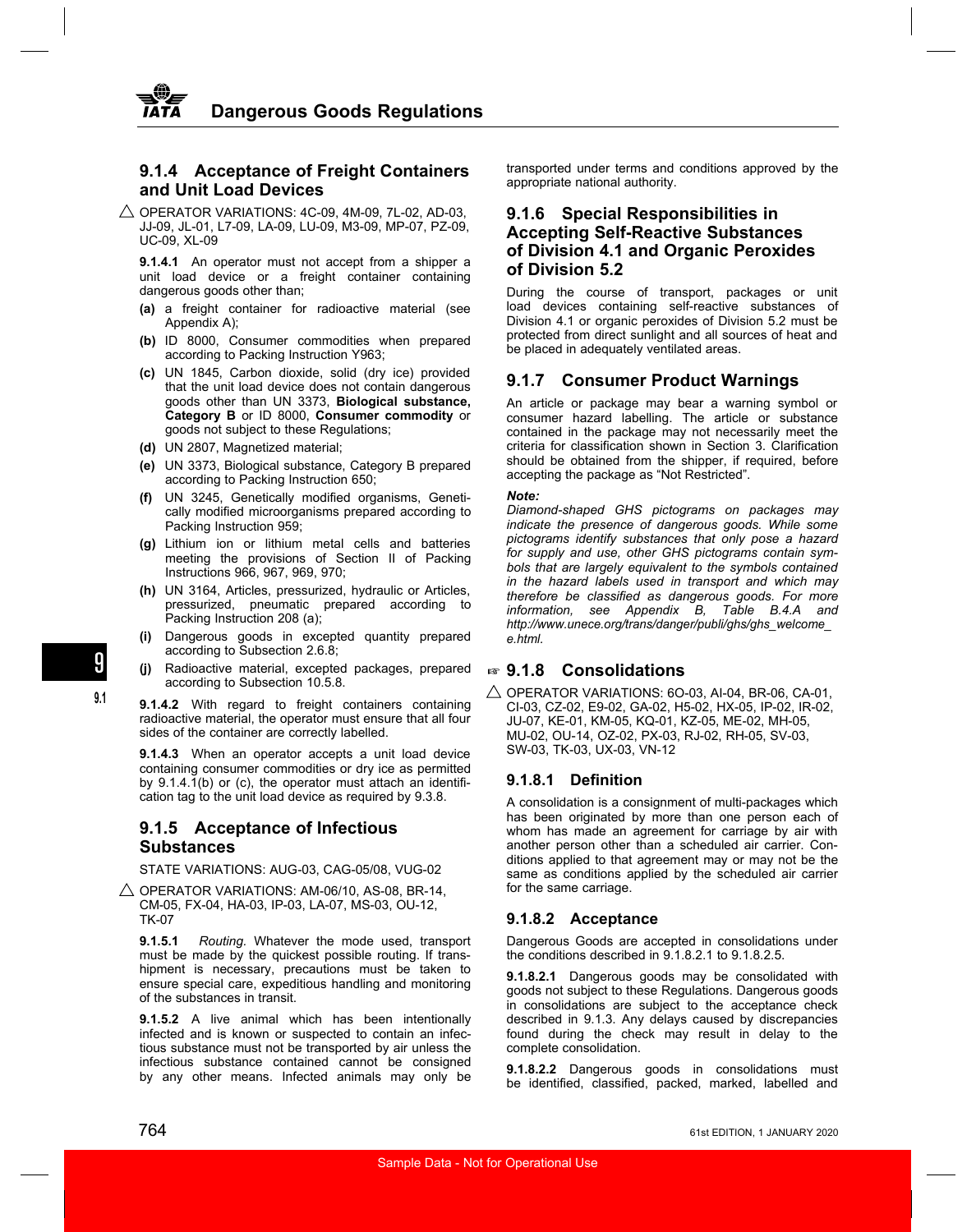## 9.1.4 Acceptance of Freight Containers and Unit Load Devices

△ OPERATOR VARIATIONS: 4C-09, 4M-09, 7L-02, AD-03, JJ-09, JL-01, L7-09, LA-09, LU-09, M3-09, MP-07, PZ-09, UC-09, XL-09

**9.1.4.1** An operator must not accept from a shipper a unit load device or a freight container containing dangerous goods other than;

**(a)** a freight container for radioactive material (see Appendix A);

**(b)** ID 8000, Consumer commodities when prepared according to Packing Instruction Y963;

**(c)** UN 1845, Carbon dioxide, solid (dry ice) provided that the unit load device does not contain dangerous goods other than UN 3373, **Biological substance, Category B** or ID 8000, **Consumer commodity** or goods not subject to these Regulations;

**(d)** UN 2807, Magnetized material;

**(e)** UN 3373, Biological substance, Category B prepared according to Packing Instruction 650;

**(f)** UN 3245, Genetically modified organisms, Genetically modified microorganisms prepared according to Packing Instruction 959;

**(g)** Lithium ion or lithium metal cells and batteries meeting the provisions of Section II of Packing Instructions 966, 967, 969, 970;

**(h)** UN 3164, Articles, pressurized, hydraulic or Articles, pressurized, pneumatic prepared according to Packing Instruction 208 (a);

**(i)** Dangerous goods in excepted quantity prepared according to Subsection 2.6.8;

**(j)** Radioactive material, excepted packages, prepared according to Subsection 10.5.8.

**9.1.4.2** With regard to freight containers containing radioactive material, the operator must ensure that all four sides of the container are correctly labelled.

**9.1.4.3** When an operator accepts a unit load device containing consumer commodities or dry ice as permitted by 9.1.4.1(b) or (c), the operator must attach an identification tag to the unit load device as required by 9.3.8.

## 9.1.5 Acceptance of Infectious Substances

STATE VARIATIONS: AUG-03, CAG-05/08, VUG-02

△ OPERATOR VARIATIONS: AM-06/10, AS-08, BR-14, CM-05, FX-04, HA-03, IP-03, LA-07, MS-03, OU-12, TK-07

**9.1.5.1** *Routing.* Whatever the mode used, transport must be made by the quickest possible routing. If transhipment is necessary, precautions must be taken to ensure special care, expeditious handling and monitoring of the substances in transit.

**9.1.5.2** A live animal which has been intentionally infected and is known or suspected to contain an infectious substance must not be transported by air unless the infectious substance contained cannot be consigned by any other means. Infected animals may only be transported under terms and conditions approved by the appropriate national authority.

## 9.1.6 Special Responsibilities in Accepting Self-Reactive Substances of Division 4.1 and Organic Peroxides of Division 5.2

During the course of transport, packages or unit load devices containing self-reactive substances of Division 4.1 or organic peroxides of Division 5.2 must be protected from direct sunlight and all sources of heat and be placed in adequately ventilated areas.

## 9.1.7 Consumer Product Warnings

An article or package may bear a warning symbol or consumer hazard labelling. The article or substance contained in the package may not necessarily meet the criteria for classification shown in Section 3. Clarification should be obtained from the shipper, if required, before accepting the package as "Not Restricted".

***Note:***

*Diamond-shaped GHS pictograms on packages may indicate the presence of dangerous goods. While some pictograms identify substances that only pose a hazard for supply and use, other GHS pictograms contain symbols that are largely equivalent to the symbols contained in the hazard labels used in transport and which may therefore be classified as dangerous goods. For more information, see Appendix B, Table B.4.A and http://www.unece.org/trans/danger/publi/ghs/ghs_welcome_e.html.*

## ☞ 9.1.8 Consolidations

△ OPERATOR VARIATIONS: 6O-03, AI-04, BR-06, CA-01, CI-03, CZ-02, E9-02, GA-02, H5-02, HX-05, IP-02, IR-02, JU-07, KE-01, KM-05, KQ-01, KZ-05, ME-02, MH-05, MU-02, OU-14, OZ-02, PX-03, RJ-02, RH-05, SV-03, SW-03, TK-03, UX-03, VN-12

### 9.1.8.1 Definition

A consolidation is a consignment of multi-packages which has been originated by more than one person each of whom has made an agreement for carriage by air with another person other than a scheduled air carrier. Conditions applied to that agreement may or may not be the same as conditions applied by the scheduled air carrier for the same carriage.

### 9.1.8.2 Acceptance

Dangerous Goods are accepted in consolidations under the conditions described in 9.1.8.2.1 to 9.1.8.2.5.

**9.1.8.2.1** Dangerous goods may be consolidated with goods not subject to these Regulations. Dangerous goods in consolidations are subject to the acceptance check described in 9.1.3. Any delays caused by discrepancies found during the check may result in delay to the complete consolidation.

**9.1.8.2.2** Dangerous goods in consolidations must be identified, classified, packed, marked, labelled and